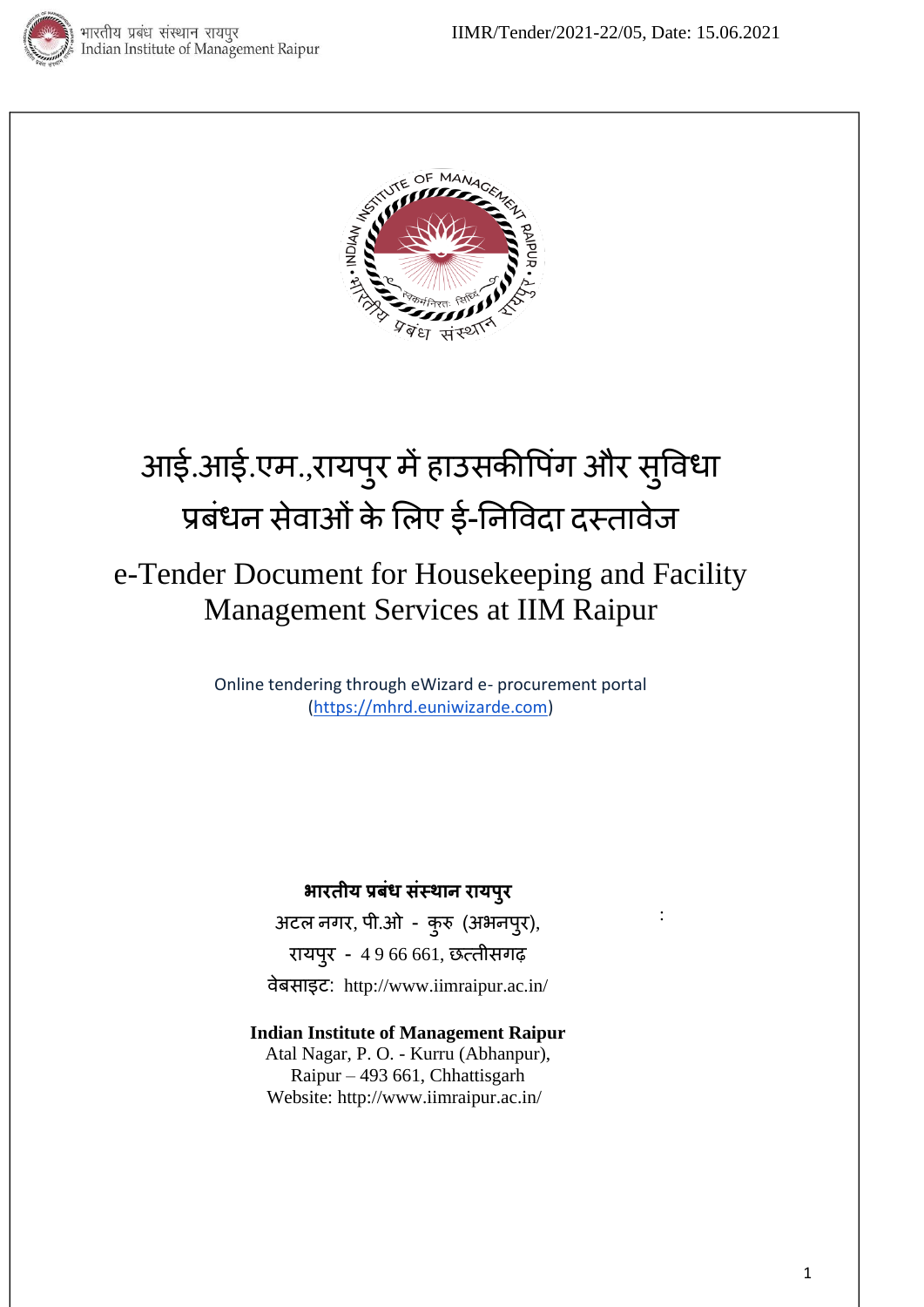# आई.आई.एम.,रायपुर में हाउसकीपिंग और सुविधा प्रबंधन सेवाओं के लिए ई-निविदा दस्तावेज

# e-Tender Document for Housekeeping and Facility Management Services at IIM Raipur

Online tendering through eWizard e- procurement portal (https://mhrd.euniwizarde.com)

**भारतीय प्रबंध संस्थान रायपुर**

अटल नगर, पी.ओ - कुरु (अभनपुर),

रायपुर - 4 9 66 661, छत्तीसगढ़

वेबसाइट: http://www.iimraipur.ac.in/

**Indian Institute of Management Raipur**

Atal Nagar, P. O. - Kurru (Abhanpur),

Raipur – 493 661, Chhattisgarh

Website: http://www.iimraipur.ac.in/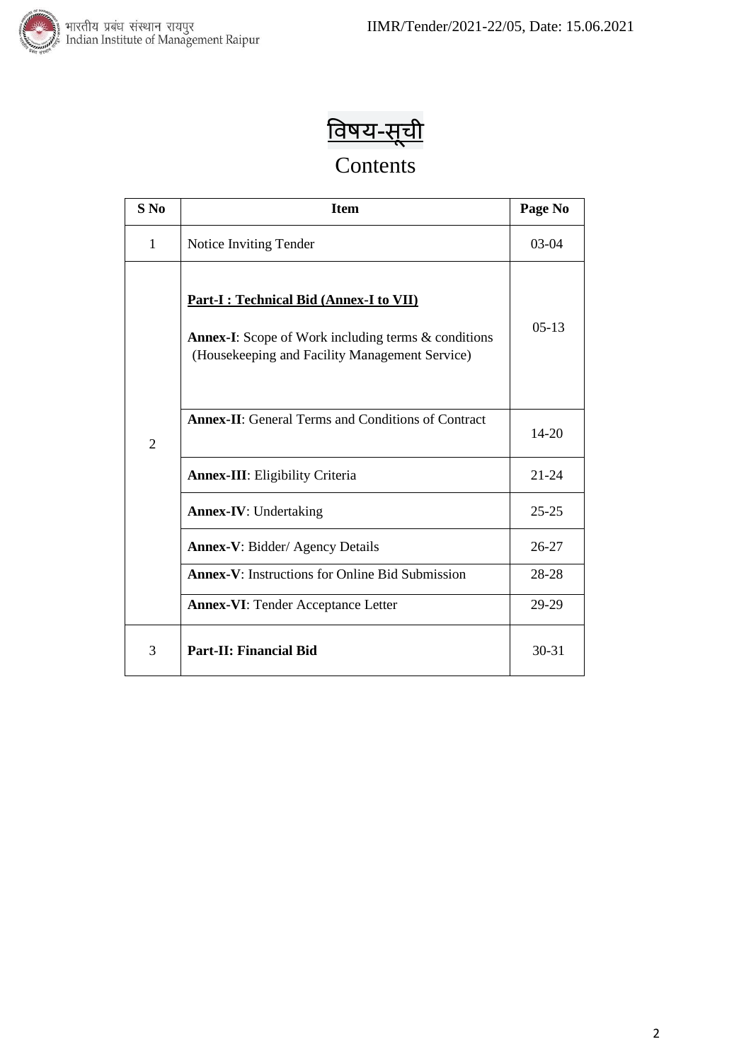# विषय-सूची

## Contents

| S No | Item | Page No |
|---|---|---|
| 1 | Notice Inviting Tender | 03-04 |
| 2 | **Part-I : Technical Bid (Annex-I to VII)**<br><br>**Annex-I**: Scope of Work including terms & conditions (Housekeeping and Facility Management Service) | 05-13 |
| | **Annex-II**: General Terms and Conditions of Contract | 14-20 |
| | **Annex-III**: Eligibility Criteria | 21-24 |
| | **Annex-IV**: Undertaking | 25-25 |
| | **Annex-V**: Bidder/ Agency Details | 26-27 |
| | **Annex-V**: Instructions for Online Bid Submission | 28-28 |
| | **Annex-VI**: Tender Acceptance Letter | 29-29 |
| 3 | **Part-II: Financial Bid** | 30-31 |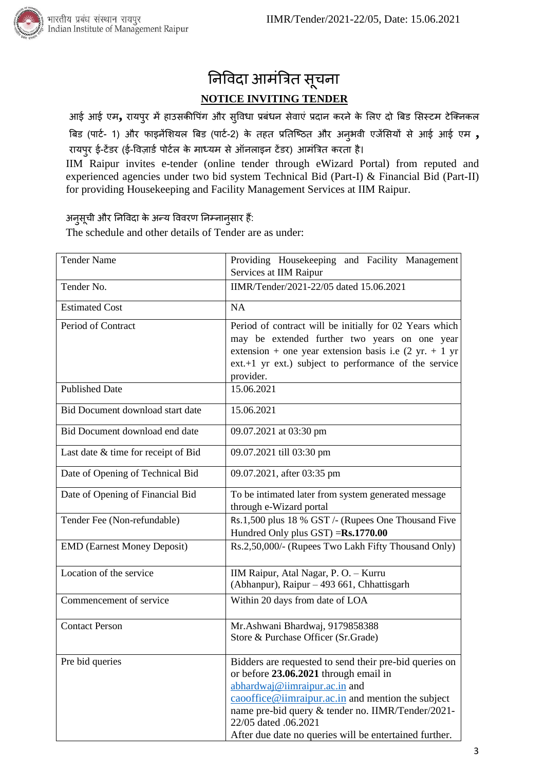# निविदा आमंत्रित सूचना

## NOTICE INVITING TENDER

आई आई एम, रायपुर में हाउसकीपिंग और सुविधा प्रबंधन सेवाएं प्रदान करने के लिए दो बिड सिस्टम टेक्निकल बिड (पार्ट- 1) और फाइनेंशियल बिड (पार्ट-2) के तहत प्रतिष्ठित और अनुभवी एजेंसियों से आई आई एम , रायपुर ई-टेंडर (ई-विज़ार्ड पोर्टल के माध्यम से ऑनलाइन टेंडर) आमंत्रित करता है।

IIM Raipur invites e-tender (online tender through eWizard Portal) from reputed and experienced agencies under two bid system Technical Bid (Part-I) & Financial Bid (Part-II) for providing Housekeeping and Facility Management Services at IIM Raipur.

अनुसूची और निविदा के अन्य विवरण निम्नानुसार हैं:

The schedule and other details of Tender are as under:

| Tender Name | Providing Housekeeping and Facility Management Services at IIM Raipur |
|---|---|
| Tender No. | IIMR/Tender/2021-22/05 dated 15.06.2021 |
| Estimated Cost | NA |
| Period of Contract | Period of contract will be initially for 02 Years which may be extended further two years on one year extension + one year extension basis i.e (2 yr. + 1 yr ext.+1 yr ext.) subject to performance of the service provider. |
| Published Date | 15.06.2021 |
| Bid Document download start date | 15.06.2021 |
| Bid Document download end date | 09.07.2021 at 03:30 pm |
| Last date & time for receipt of Bid | 09.07.2021 till 03:30 pm |
| Date of Opening of Technical Bid | 09.07.2021, after 03:35 pm |
| Date of Opening of Financial Bid | To be intimated later from system generated message through e-Wizard portal |
| Tender Fee (Non-refundable) | Rs.1,500 plus 18 % GST /- (Rupees One Thousand Five Hundred Only plus GST) =**Rs.1770.00** |
| EMD (Earnest Money Deposit) | Rs.2,50,000/- (Rupees Two Lakh Fifty Thousand Only) |
| Location of the service | IIM Raipur, Atal Nagar, P. O. – Kurru (Abhanpur), Raipur – 493 661, Chhattisgarh |
| Commencement of service | Within 20 days from date of LOA |
| Contact Person | Mr.Ashwani Bhardwaj, 9179858388<br>Store & Purchase Officer (Sr.Grade) |
| Pre bid queries | Bidders are requested to send their pre-bid queries on or before **23.06.2021** through email in abhardwaj@iimraipur.ac.in and caooffice@iimraipur.ac.in and mention the subject name pre-bid query & tender no. IIMR/Tender/2021-22/05 dated .06.2021<br>After due date no queries will be entertained further. |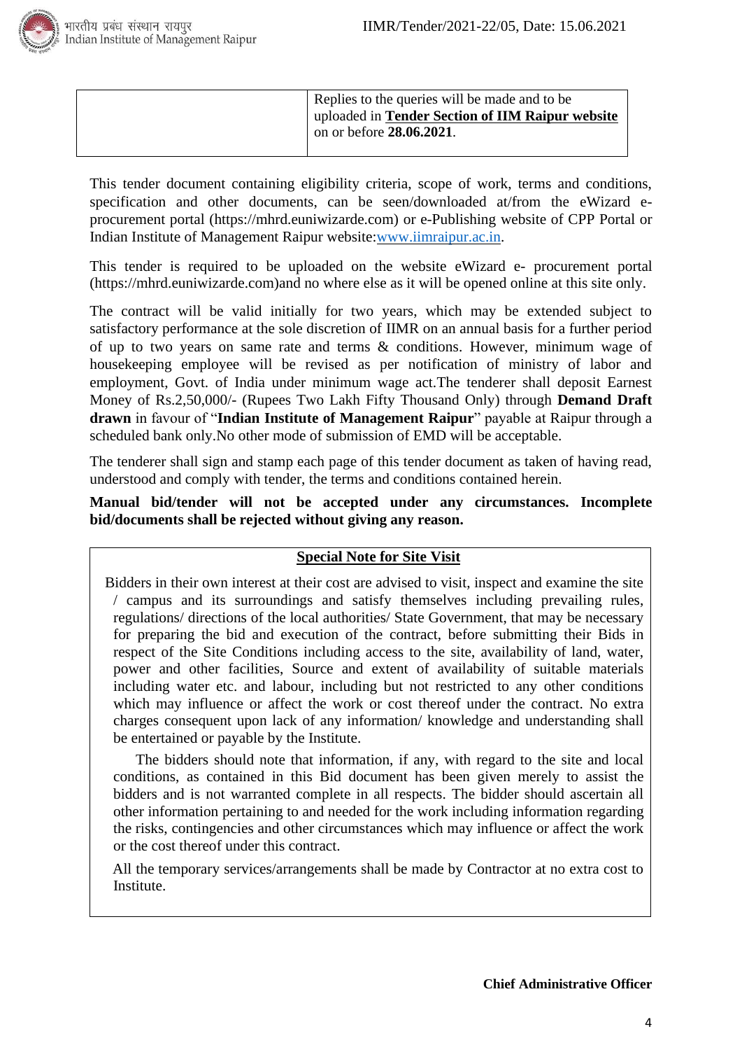| | Replies to the queries will be made and to be uploaded in **Tender Section of IIM Raipur website** on or before **28.06.2021**. |
|---|---|

This tender document containing eligibility criteria, scope of work, terms and conditions, specification and other documents, can be seen/downloaded at/from the eWizard e-procurement portal (https://mhrd.euniwizarde.com) or e-Publishing website of CPP Portal or Indian Institute of Management Raipur website:www.iimraipur.ac.in.

This tender is required to be uploaded on the website eWizard e- procurement portal (https://mhrd.euniwizarde.com)and no where else as it will be opened online at this site only.

The contract will be valid initially for two years, which may be extended subject to satisfactory performance at the sole discretion of IIMR on an annual basis for a further period of up to two years on same rate and terms & conditions. However, minimum wage of housekeeping employee will be revised as per notification of ministry of labor and employment, Govt. of India under minimum wage act.The tenderer shall deposit Earnest Money of Rs.2,50,000/- (Rupees Two Lakh Fifty Thousand Only) through **Demand Draft drawn** in favour of "**Indian Institute of Management Raipur**" payable at Raipur through a scheduled bank only.No other mode of submission of EMD will be acceptable.

The tenderer shall sign and stamp each page of this tender document as taken of having read, understood and comply with tender, the terms and conditions contained herein.

**Manual bid/tender will not be accepted under any circumstances. Incomplete bid/documents shall be rejected without giving any reason.**

**Special Note for Site Visit**

Bidders in their own interest at their cost are advised to visit, inspect and examine the site / campus and its surroundings and satisfy themselves including prevailing rules, regulations/ directions of the local authorities/ State Government, that may be necessary for preparing the bid and execution of the contract, before submitting their Bids in respect of the Site Conditions including access to the site, availability of land, water, power and other facilities, Source and extent of availability of suitable materials including water etc. and labour, including but not restricted to any other conditions which may influence or affect the work or cost thereof under the contract. No extra charges consequent upon lack of any information/ knowledge and understanding shall be entertained or payable by the Institute.

The bidders should note that information, if any, with regard to the site and local conditions, as contained in this Bid document has been given merely to assist the bidders and is not warranted complete in all respects. The bidder should ascertain all other information pertaining to and needed for the work including information regarding the risks, contingencies and other circumstances which may influence or affect the work or the cost thereof under this contract.

All the temporary services/arrangements shall be made by Contractor at no extra cost to Institute.

**Chief Administrative Officer**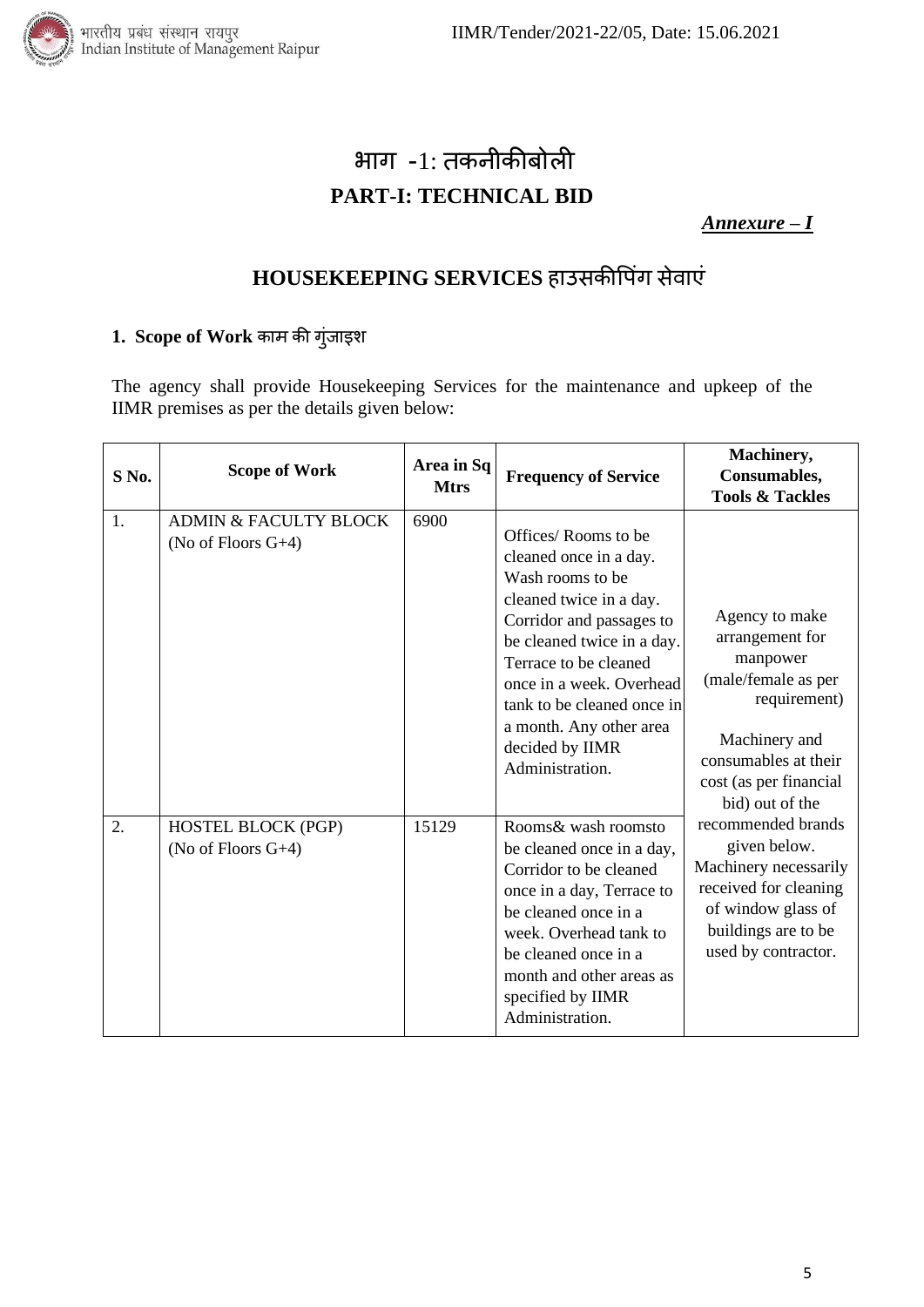# भाग -1: तकनीकीबोली

# PART-I: TECHNICAL BID

***Annexure – I***

## HOUSEKEEPING SERVICES हाउसकीपिंग सेवाएं

### 1. Scope of Work काम की गुंजाइश

The agency shall provide Housekeeping Services for the maintenance and upkeep of the IIMR premises as per the details given below:

| S No. | Scope of Work | Area in Sq Mtrs | Frequency of Service | Machinery, Consumables, Tools & Tackles |
|---|---|---|---|---|
| 1. | ADMIN & FACULTY BLOCK (No of Floors G+4) | 6900 | Offices/ Rooms to be cleaned once in a day. Wash rooms to be cleaned twice in a day. Corridor and passages to be cleaned twice in a day. Terrace to be cleaned once in a week. Overhead tank to be cleaned once in a month. Any other area decided by IIMR Administration. | Agency to make arrangement for manpower (male/female as per requirement)<br><br>Machinery and consumables at their cost (as per financial bid) out of the recommended brands given below. Machinery necessarily received for cleaning of window glass of buildings are to be used by contractor. |
| 2. | HOSTEL BLOCK (PGP) (No of Floors G+4) | 15129 | Rooms& wash roomsto be cleaned once in a day, Corridor to be cleaned once in a day, Terrace to be cleaned once in a week. Overhead tank to be cleaned once in a month and other areas as specified by IIMR Administration. | |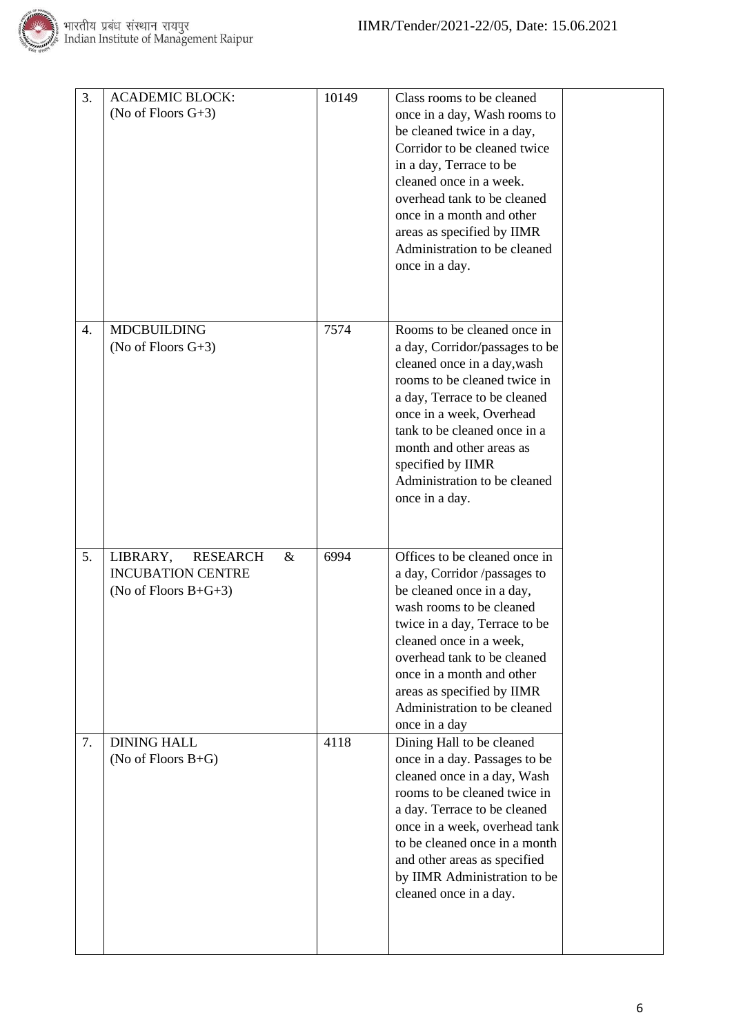| | | | | |
|---|---|---|---|---|
| 3. | ACADEMIC BLOCK:<br>(No of Floors G+3) | 10149 | Class rooms to be cleaned once in a day, Wash rooms to be cleaned twice in a day, Corridor to be cleaned twice in a day, Terrace to be cleaned once in a week. overhead tank to be cleaned once in a month and other areas as specified by IIMR Administration to be cleaned once in a day. | |
| 4. | MDCBUILDING<br>(No of Floors G+3) | 7574 | Rooms to be cleaned once in a day, Corridor/passages to be cleaned once in a day,wash rooms to be cleaned twice in a day, Terrace to be cleaned once in a week, Overhead tank to be cleaned once in a month and other areas as specified by IIMR Administration to be cleaned once in a day. | |
| 5. | LIBRARY, RESEARCH & INCUBATION CENTRE<br>(No of Floors B+G+3) | 6994 | Offices to be cleaned once in a day, Corridor /passages to be cleaned once in a day, wash rooms to be cleaned twice in a day, Terrace to be cleaned once in a week, overhead tank to be cleaned once in a month and other areas as specified by IIMR Administration to be cleaned once in a day | |
| 7. | DINING HALL<br>(No of Floors B+G) | 4118 | Dining Hall to be cleaned once in a day. Passages to be cleaned once in a day, Wash rooms to be cleaned twice in a day. Terrace to be cleaned once in a week, overhead tank to be cleaned once in a month and other areas as specified by IIMR Administration to be cleaned once in a day. | |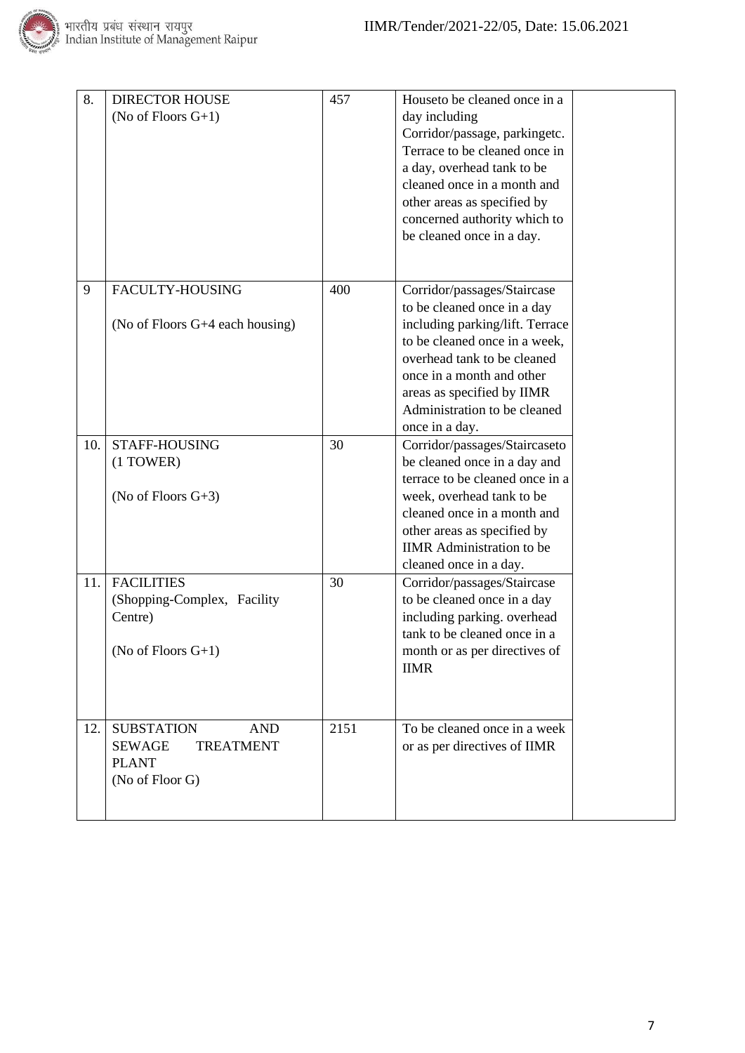| 8. | DIRECTOR HOUSE (No of Floors G+1) | 457 | Houseto be cleaned once in a day including Corridor/passage, parkingetc. Terrace to be cleaned once in a day, overhead tank to be cleaned once in a month and other areas as specified by concerned authority which to be cleaned once in a day. | |
|---|---|---|---|---|
| 9 | FACULTY-HOUSING<br><br>(No of Floors G+4 each housing) | 400 | Corridor/passages/Staircase to be cleaned once in a day including parking/lift. Terrace to be cleaned once in a week, overhead tank to be cleaned once in a month and other areas as specified by IIMR Administration to be cleaned once in a day. | |
| 10. | STAFF-HOUSING (1 TOWER)<br><br>(No of Floors G+3) | 30 | Corridor/passages/Staircaseto be cleaned once in a day and terrace to be cleaned once in a week, overhead tank to be cleaned once in a month and other areas as specified by IIMR Administration to be cleaned once in a day. | |
| 11. | FACILITIES (Shopping-Complex, Facility Centre)<br><br>(No of Floors G+1) | 30 | Corridor/passages/Staircase to be cleaned once in a day including parking. overhead tank to be cleaned once in a month or as per directives of IIMR | |
| 12. | SUBSTATION AND SEWAGE TREATMENT PLANT (No of Floor G) | 2151 | To be cleaned once in a week or as per directives of IIMR | |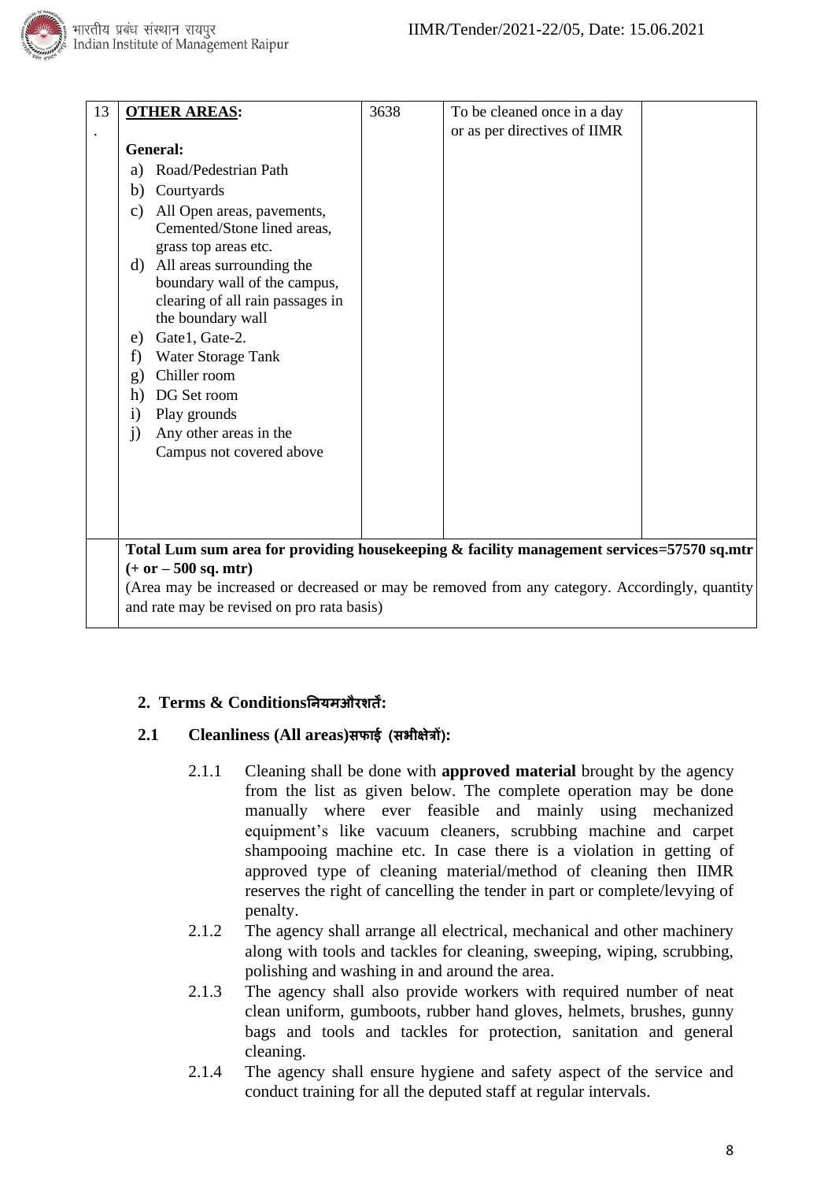| 13. | **OTHER AREAS:**<br><br>**General:**<br>a) Road/Pedestrian Path<br>b) Courtyards<br>c) All Open areas, pavements, Cemented/Stone lined areas, grass top areas etc.<br>d) All areas surrounding the boundary wall of the campus, clearing of all rain passages in the boundary wall<br>e) Gate1, Gate-2.<br>f) Water Storage Tank<br>g) Chiller room<br>h) DG Set room<br>i) Play grounds<br>j) Any other areas in the Campus not covered above | 3638 | To be cleaned once in a day or as per directives of IIMR | |
|---|---|---|---|---|
| | **Total Lum sum area for providing housekeeping & facility management services=57570 sq.mtr (+ or – 500 sq. mtr)**<br>(Area may be increased or decreased or may be removed from any category. Accordingly, quantity and rate may be revised on pro rata basis) | | | |

## 2. Terms & Conditionsनियमऔरशर्तें:

### 2.1 Cleanliness (All areas)सफाई (सभीक्षेत्रों):

2.1.1 Cleaning shall be done with **approved material** brought by the agency from the list as given below. The complete operation may be done manually where ever feasible and mainly using mechanized equipment's like vacuum cleaners, scrubbing machine and carpet shampooing machine etc. In case there is a violation in getting of approved type of cleaning material/method of cleaning then IIMR reserves the right of cancelling the tender in part or complete/levying of penalty.

2.1.2 The agency shall arrange all electrical, mechanical and other machinery along with tools and tackles for cleaning, sweeping, wiping, scrubbing, polishing and washing in and around the area.

2.1.3 The agency shall also provide workers with required number of neat clean uniform, gumboots, rubber hand gloves, helmets, brushes, gunny bags and tools and tackles for protection, sanitation and general cleaning.

2.1.4 The agency shall ensure hygiene and safety aspect of the service and conduct training for all the deputed staff at regular intervals.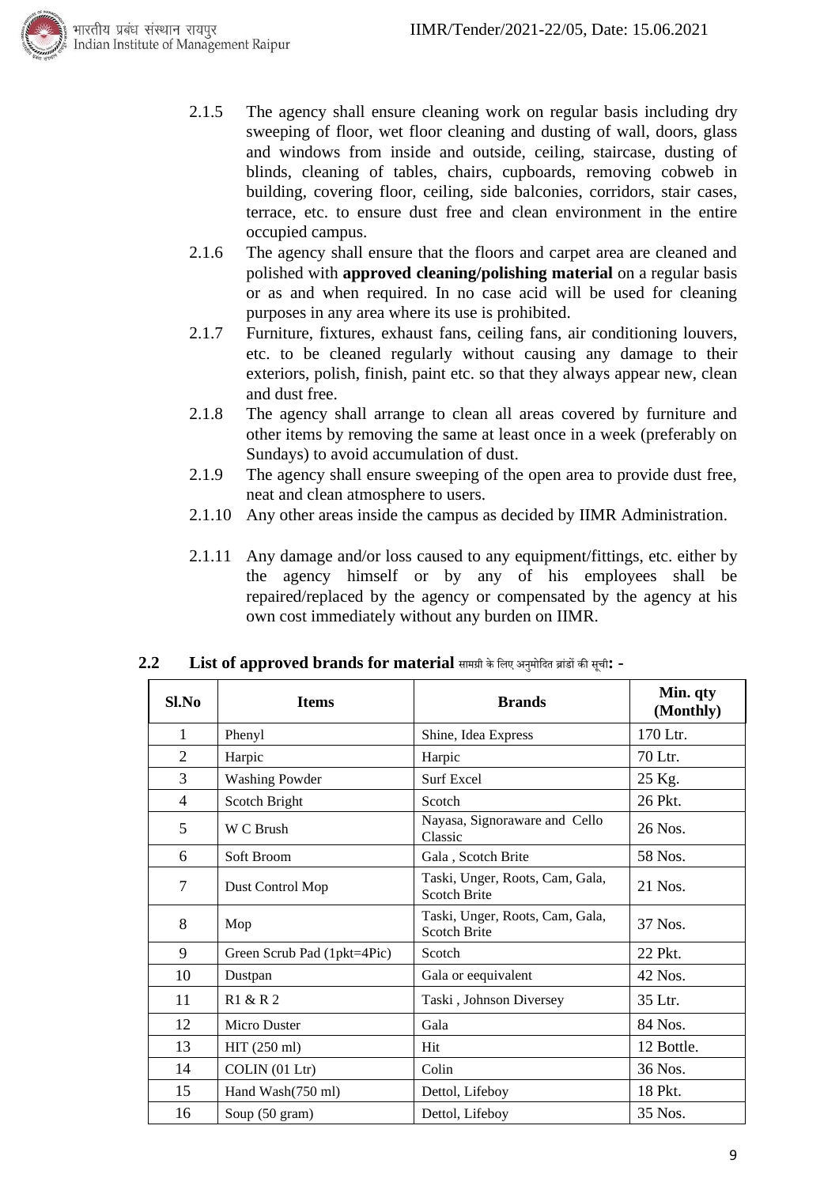2.1.5 The agency shall ensure cleaning work on regular basis including dry sweeping of floor, wet floor cleaning and dusting of wall, doors, glass and windows from inside and outside, ceiling, staircase, dusting of blinds, cleaning of tables, chairs, cupboards, removing cobweb in building, covering floor, ceiling, side balconies, corridors, stair cases, terrace, etc. to ensure dust free and clean environment in the entire occupied campus.

2.1.6 The agency shall ensure that the floors and carpet area are cleaned and polished with **approved cleaning/polishing material** on a regular basis or as and when required. In no case acid will be used for cleaning purposes in any area where its use is prohibited.

2.1.7 Furniture, fixtures, exhaust fans, ceiling fans, air conditioning louvers, etc. to be cleaned regularly without causing any damage to their exteriors, polish, finish, paint etc. so that they always appear new, clean and dust free.

2.1.8 The agency shall arrange to clean all areas covered by furniture and other items by removing the same at least once in a week (preferably on Sundays) to avoid accumulation of dust.

2.1.9 The agency shall ensure sweeping of the open area to provide dust free, neat and clean atmosphere to users.

2.1.10 Any other areas inside the campus as decided by IIMR Administration.

2.1.11 Any damage and/or loss caused to any equipment/fittings, etc. either by the agency himself or by any of his employees shall be repaired/replaced by the agency or compensated by the agency at his own cost immediately without any burden on IIMR.

## 2.2 List of approved brands for material सामग्री के लिए अनुमोदित ब्रांडों की सूची: -

| Sl.No | Items | Brands | Min. qty (Monthly) |
|---|---|---|---|
| 1 | Phenyl | Shine, Idea Express | 170 Ltr. |
| 2 | Harpic | Harpic | 70 Ltr. |
| 3 | Washing Powder | Surf Excel | 25 Kg. |
| 4 | Scotch Bright | Scotch | 26 Pkt. |
| 5 | W C Brush | Nayasa, Signoraware and Cello Classic | 26 Nos. |
| 6 | Soft Broom | Gala , Scotch Brite | 58 Nos. |
| 7 | Dust Control Mop | Taski, Unger, Roots, Cam, Gala, Scotch Brite | 21 Nos. |
| 8 | Mop | Taski, Unger, Roots, Cam, Gala, Scotch Brite | 37 Nos. |
| 9 | Green Scrub Pad (1pkt=4Pic) | Scotch | 22 Pkt. |
| 10 | Dustpan | Gala or eequivalent | 42 Nos. |
| 11 | R1 & R 2 | Taski , Johnson Diversey | 35 Ltr. |
| 12 | Micro Duster | Gala | 84 Nos. |
| 13 | HIT (250 ml) | Hit | 12 Bottle. |
| 14 | COLIN (01 Ltr) | Colin | 36 Nos. |
| 15 | Hand Wash(750 ml) | Dettol, Lifeboy | 18 Pkt. |
| 16 | Soup (50 gram) | Dettol, Lifeboy | 35 Nos. |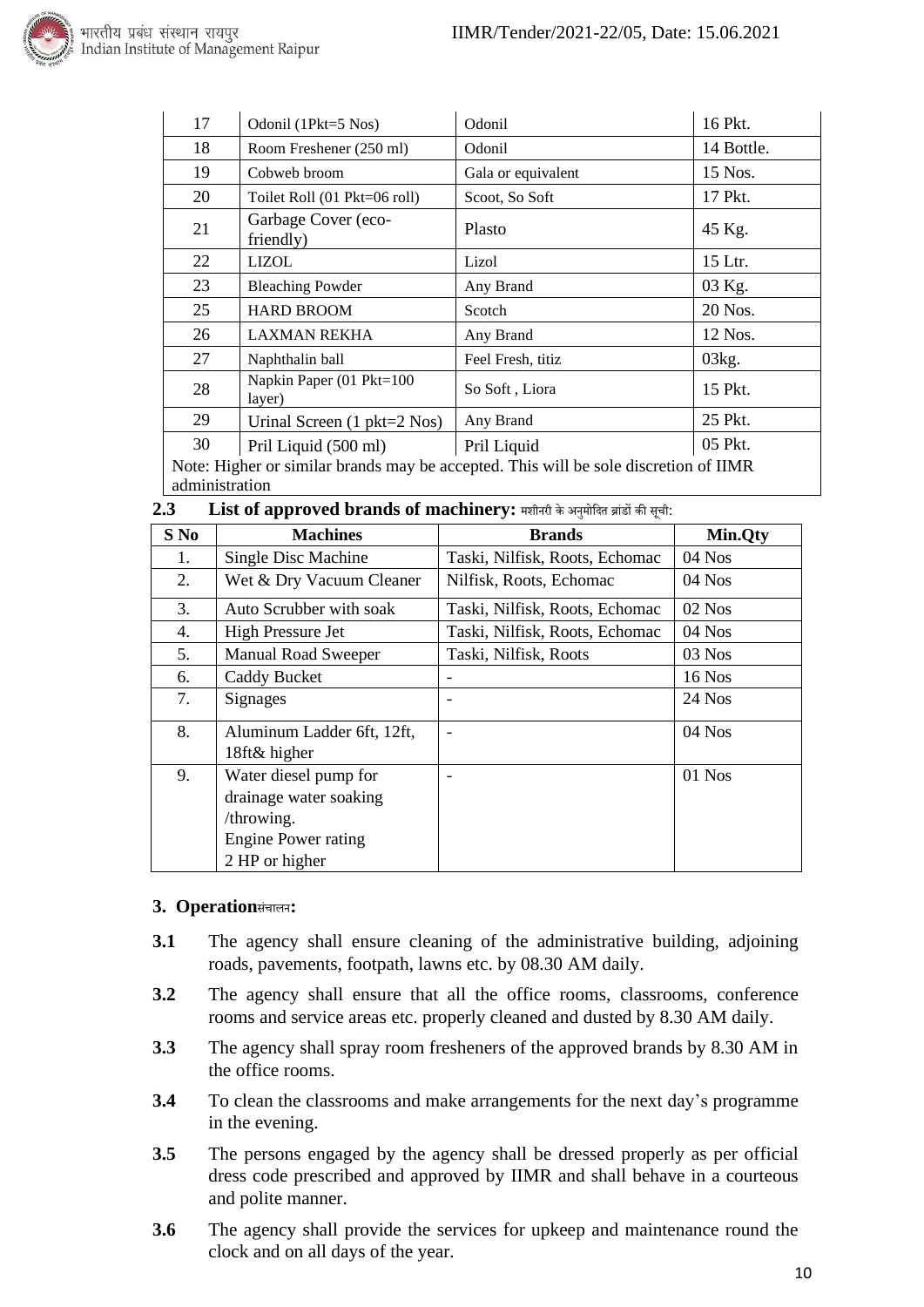| 17 | Odonil (1Pkt=5 Nos) | Odonil | 16 Pkt. |
|---|---|---|---|
| 18 | Room Freshener (250 ml) | Odonil | 14 Bottle. |
| 19 | Cobweb broom | Gala or equivalent | 15 Nos. |
| 20 | Toilet Roll (01 Pkt=06 roll) | Scoot, So Soft | 17 Pkt. |
| 21 | Garbage Cover (eco-friendly) | Plasto | 45 Kg. |
| 22 | LIZOL | Lizol | 15 Ltr. |
| 23 | Bleaching Powder | Any Brand | 03 Kg. |
| 25 | HARD BROOM | Scotch | 20 Nos. |
| 26 | LAXMAN REKHA | Any Brand | 12 Nos. |
| 27 | Naphthalin ball | Feel Fresh, titiz | 03kg. |
| 28 | Napkin Paper (01 Pkt=100 layer) | So Soft , Liora | 15 Pkt. |
| 29 | Urinal Screen (1 pkt=2 Nos) | Any Brand | 25 Pkt. |
| 30 | Pril Liquid (500 ml) | Pril Liquid | 05 Pkt. |

Note: Higher or similar brands may be accepted. This will be sole discretion of IIMR administration

**2.3 List of approved brands of machinery:** मशीनरी के अनुमोदित ब्रांडों की सूची:

| S No | Machines | Brands | Min.Qty |
|---|---|---|---|
| 1. | Single Disc Machine | Taski, Nilfisk, Roots, Echomac | 04 Nos |
| 2. | Wet & Dry Vacuum Cleaner | Nilfisk, Roots, Echomac | 04 Nos |
| 3. | Auto Scrubber with soak | Taski, Nilfisk, Roots, Echomac | 02 Nos |
| 4. | High Pressure Jet | Taski, Nilfisk, Roots, Echomac | 04 Nos |
| 5. | Manual Road Sweeper | Taski, Nilfisk, Roots | 03 Nos |
| 6. | Caddy Bucket | - | 16 Nos |
| 7. | Signages | - | 24 Nos |
| 8. | Aluminum Ladder 6ft, 12ft, 18ft& higher | - | 04 Nos |
| 9. | Water diesel pump for drainage water soaking /throwing. Engine Power rating 2 HP or higher | - | 01 Nos |

## 3. Operationसंचालन:

**3.1** The agency shall ensure cleaning of the administrative building, adjoining roads, pavements, footpath, lawns etc. by 08.30 AM daily.

**3.2** The agency shall ensure that all the office rooms, classrooms, conference rooms and service areas etc. properly cleaned and dusted by 8.30 AM daily.

**3.3** The agency shall spray room fresheners of the approved brands by 8.30 AM in the office rooms.

**3.4** To clean the classrooms and make arrangements for the next day's programme in the evening.

**3.5** The persons engaged by the agency shall be dressed properly as per official dress code prescribed and approved by IIMR and shall behave in a courteous and polite manner.

**3.6** The agency shall provide the services for upkeep and maintenance round the clock and on all days of the year.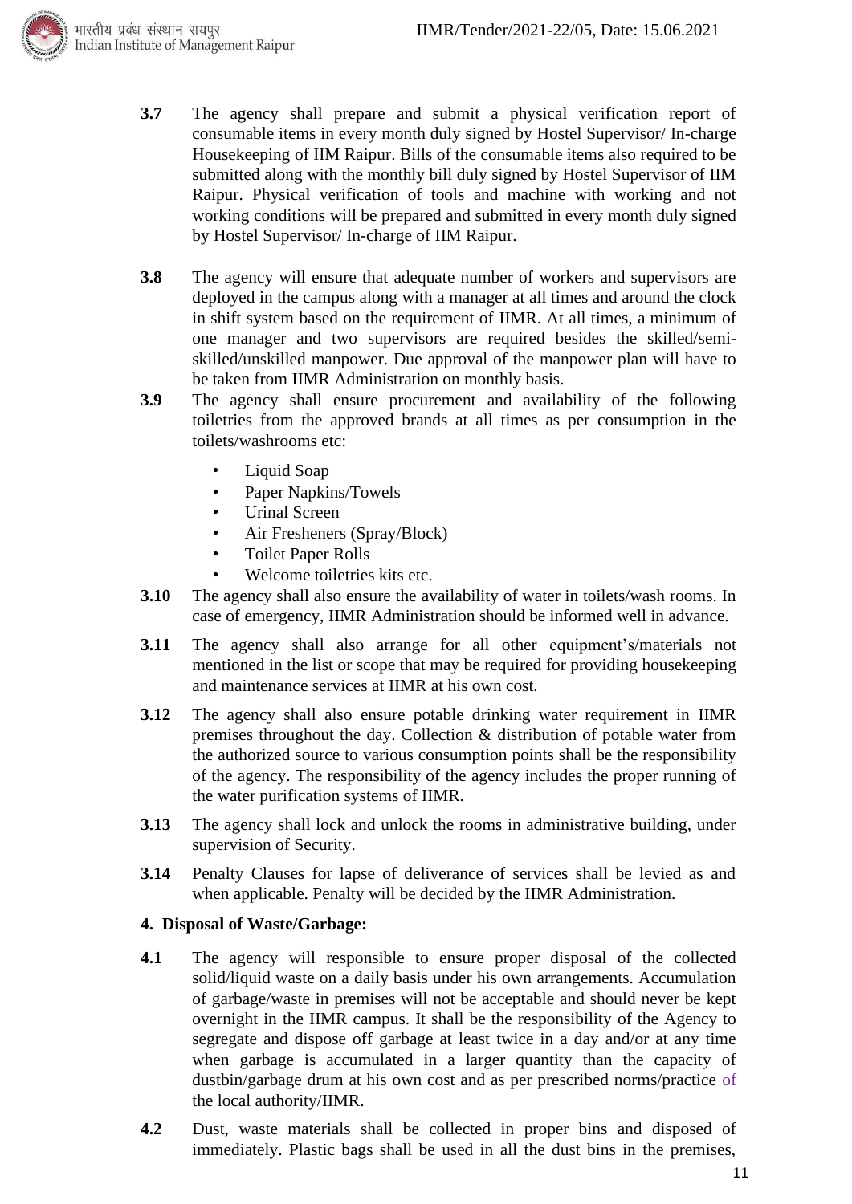**3.7** The agency shall prepare and submit a physical verification report of consumable items in every month duly signed by Hostel Supervisor/ In-charge Housekeeping of IIM Raipur. Bills of the consumable items also required to be submitted along with the monthly bill duly signed by Hostel Supervisor of IIM Raipur. Physical verification of tools and machine with working and not working conditions will be prepared and submitted in every month duly signed by Hostel Supervisor/ In-charge of IIM Raipur.

**3.8** The agency will ensure that adequate number of workers and supervisors are deployed in the campus along with a manager at all times and around the clock in shift system based on the requirement of IIMR. At all times, a minimum of one manager and two supervisors are required besides the skilled/semi-skilled/unskilled manpower. Due approval of the manpower plan will have to be taken from IIMR Administration on monthly basis.

**3.9** The agency shall ensure procurement and availability of the following toiletries from the approved brands at all times as per consumption in the toilets/washrooms etc:

- Liquid Soap
- Paper Napkins/Towels
- Urinal Screen
- Air Fresheners (Spray/Block)
- Toilet Paper Rolls
- Welcome toiletries kits etc.

**3.10** The agency shall also ensure the availability of water in toilets/wash rooms. In case of emergency, IIMR Administration should be informed well in advance.

**3.11** The agency shall also arrange for all other equipment's/materials not mentioned in the list or scope that may be required for providing housekeeping and maintenance services at IIMR at his own cost.

**3.12** The agency shall also ensure potable drinking water requirement in IIMR premises throughout the day. Collection & distribution of potable water from the authorized source to various consumption points shall be the responsibility of the agency. The responsibility of the agency includes the proper running of the water purification systems of IIMR.

**3.13** The agency shall lock and unlock the rooms in administrative building, under supervision of Security.

**3.14** Penalty Clauses for lapse of deliverance of services shall be levied as and when applicable. Penalty will be decided by the IIMR Administration.

**4. Disposal of Waste/Garbage:**

**4.1** The agency will responsible to ensure proper disposal of the collected solid/liquid waste on a daily basis under his own arrangements. Accumulation of garbage/waste in premises will not be acceptable and should never be kept overnight in the IIMR campus. It shall be the responsibility of the Agency to segregate and dispose off garbage at least twice in a day and/or at any time when garbage is accumulated in a larger quantity than the capacity of dustbin/garbage drum at his own cost and as per prescribed norms/practice of the local authority/IIMR.

**4.2** Dust, waste materials shall be collected in proper bins and disposed of immediately. Plastic bags shall be used in all the dust bins in the premises,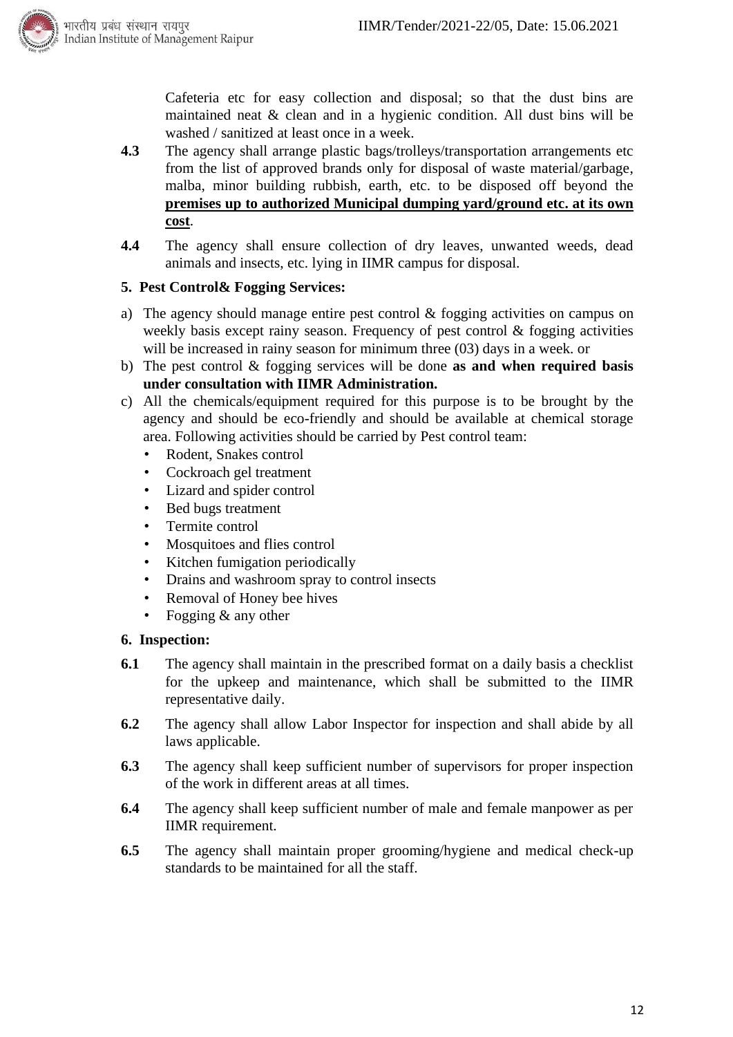Cafeteria etc for easy collection and disposal; so that the dust bins are maintained neat & clean and in a hygienic condition. All dust bins will be washed / sanitized at least once in a week.

**4.3** The agency shall arrange plastic bags/trolleys/transportation arrangements etc from the list of approved brands only for disposal of waste material/garbage, malba, minor building rubbish, earth, etc. to be disposed off beyond the **premises up to authorized Municipal dumping yard/ground etc. at its own cost**.

**4.4** The agency shall ensure collection of dry leaves, unwanted weeds, dead animals and insects, etc. lying in IIMR campus for disposal.

**5. Pest Control& Fogging Services:**

a) The agency should manage entire pest control & fogging activities on campus on weekly basis except rainy season. Frequency of pest control & fogging activities will be increased in rainy season for minimum three (03) days in a week. or

b) The pest control & fogging services will be done **as and when required basis under consultation with IIMR Administration.**

c) All the chemicals/equipment required for this purpose is to be brought by the agency and should be eco-friendly and should be available at chemical storage area. Following activities should be carried by Pest control team:
   - Rodent, Snakes control
   - Cockroach gel treatment
   - Lizard and spider control
   - Bed bugs treatment
   - Termite control
   - Mosquitoes and flies control
   - Kitchen fumigation periodically
   - Drains and washroom spray to control insects
   - Removal of Honey bee hives
   - Fogging & any other

**6. Inspection:**

**6.1** The agency shall maintain in the prescribed format on a daily basis a checklist for the upkeep and maintenance, which shall be submitted to the IIMR representative daily.

**6.2** The agency shall allow Labor Inspector for inspection and shall abide by all laws applicable.

**6.3** The agency shall keep sufficient number of supervisors for proper inspection of the work in different areas at all times.

**6.4** The agency shall keep sufficient number of male and female manpower as per IIMR requirement.

**6.5** The agency shall maintain proper grooming/hygiene and medical check-up standards to be maintained for all the staff.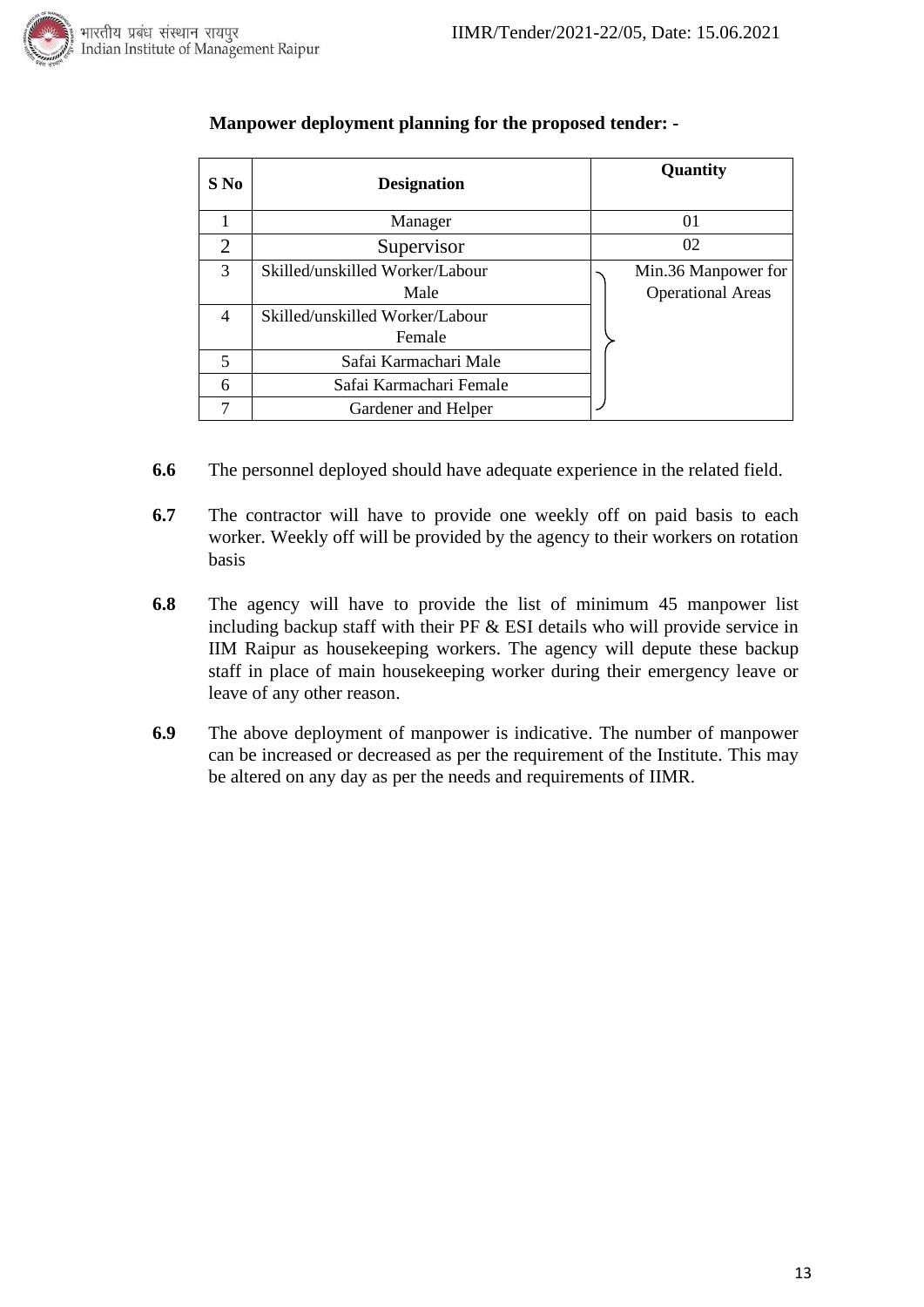**Manpower deployment planning for the proposed tender: -**

| S No | Designation | Quantity |
|---|---|---|
| 1 | Manager | 01 |
| 2 | Supervisor | 02 |
| 3 | Skilled/unskilled Worker/Labour Male | Min.36 Manpower for Operational Areas |
| 4 | Skilled/unskilled Worker/Labour Female | |
| 5 | Safai Karmachari Male | |
| 6 | Safai Karmachari Female | |
| 7 | Gardener and Helper | |

**6.6** The personnel deployed should have adequate experience in the related field.

**6.7** The contractor will have to provide one weekly off on paid basis to each worker. Weekly off will be provided by the agency to their workers on rotation basis

**6.8** The agency will have to provide the list of minimum 45 manpower list including backup staff with their PF & ESI details who will provide service in IIM Raipur as housekeeping workers. The agency will depute these backup staff in place of main housekeeping worker during their emergency leave or leave of any other reason.

**6.9** The above deployment of manpower is indicative. The number of manpower can be increased or decreased as per the requirement of the Institute. This may be altered on any day as per the needs and requirements of IIMR.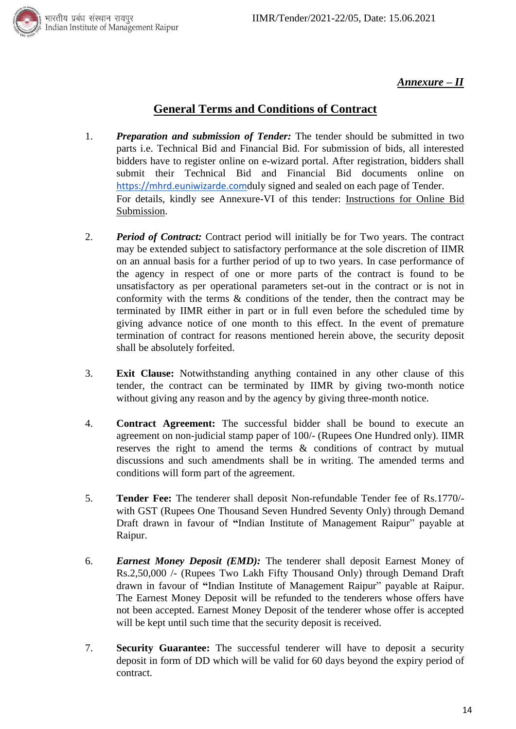*Annexure – II*

## General Terms and Conditions of Contract

1. ***Preparation and submission of Tender:*** The tender should be submitted in two parts i.e. Technical Bid and Financial Bid. For submission of bids, all interested bidders have to register online on e-wizard portal. After registration, bidders shall submit their Technical Bid and Financial Bid documents online on https://mhrd.euniwizarde.comduly signed and sealed on each page of Tender. For details, kindly see Annexure-VI of this tender: Instructions for Online Bid Submission.

2. ***Period of Contract:*** Contract period will initially be for Two years. The contract may be extended subject to satisfactory performance at the sole discretion of IIMR on an annual basis for a further period of up to two years. In case performance of the agency in respect of one or more parts of the contract is found to be unsatisfactory as per operational parameters set-out in the contract or is not in conformity with the terms & conditions of the tender, then the contract may be terminated by IIMR either in part or in full even before the scheduled time by giving advance notice of one month to this effect. In the event of premature termination of contract for reasons mentioned herein above, the security deposit shall be absolutely forfeited.

3. **Exit Clause:** Notwithstanding anything contained in any other clause of this tender, the contract can be terminated by IIMR by giving two-month notice without giving any reason and by the agency by giving three-month notice.

4. **Contract Agreement:** The successful bidder shall be bound to execute an agreement on non-judicial stamp paper of 100/- (Rupees One Hundred only). IIMR reserves the right to amend the terms & conditions of contract by mutual discussions and such amendments shall be in writing. The amended terms and conditions will form part of the agreement.

5. **Tender Fee:** The tenderer shall deposit Non-refundable Tender fee of Rs.1770/- with GST (Rupees One Thousand Seven Hundred Seventy Only) through Demand Draft drawn in favour of **"**Indian Institute of Management Raipur" payable at Raipur.

6. ***Earnest Money Deposit (EMD):*** The tenderer shall deposit Earnest Money of Rs.2,50,000 /- (Rupees Two Lakh Fifty Thousand Only) through Demand Draft drawn in favour of **"**Indian Institute of Management Raipur" payable at Raipur. The Earnest Money Deposit will be refunded to the tenderers whose offers have not been accepted. Earnest Money Deposit of the tenderer whose offer is accepted will be kept until such time that the security deposit is received.

7. **Security Guarantee:** The successful tenderer will have to deposit a security deposit in form of DD which will be valid for 60 days beyond the expiry period of contract.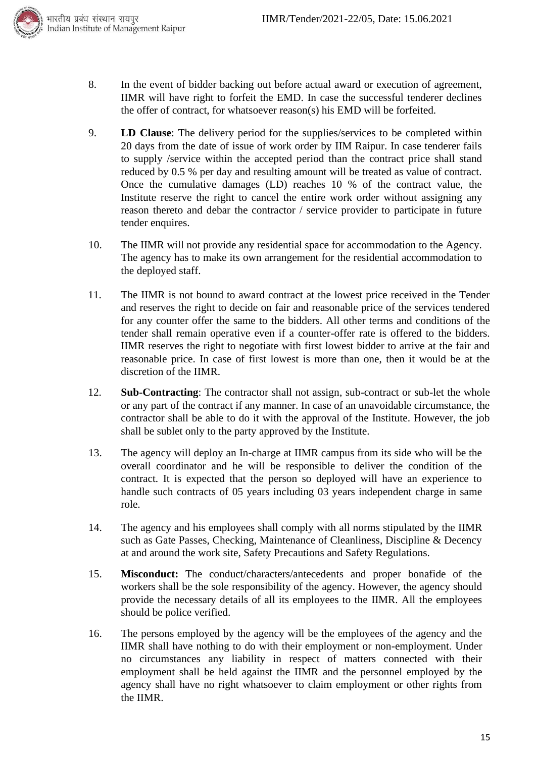8. In the event of bidder backing out before actual award or execution of agreement, IIMR will have right to forfeit the EMD. In case the successful tenderer declines the offer of contract, for whatsoever reason(s) his EMD will be forfeited.

9. **LD Clause**: The delivery period for the supplies/services to be completed within 20 days from the date of issue of work order by IIM Raipur. In case tenderer fails to supply /service within the accepted period than the contract price shall stand reduced by 0.5 % per day and resulting amount will be treated as value of contract. Once the cumulative damages (LD) reaches 10 % of the contract value, the Institute reserve the right to cancel the entire work order without assigning any reason thereto and debar the contractor / service provider to participate in future tender enquires.

10. The IIMR will not provide any residential space for accommodation to the Agency. The agency has to make its own arrangement for the residential accommodation to the deployed staff.

11. The IIMR is not bound to award contract at the lowest price received in the Tender and reserves the right to decide on fair and reasonable price of the services tendered for any counter offer the same to the bidders. All other terms and conditions of the tender shall remain operative even if a counter-offer rate is offered to the bidders. IIMR reserves the right to negotiate with first lowest bidder to arrive at the fair and reasonable price. In case of first lowest is more than one, then it would be at the discretion of the IIMR.

12. **Sub-Contracting**: The contractor shall not assign, sub-contract or sub-let the whole or any part of the contract if any manner. In case of an unavoidable circumstance, the contractor shall be able to do it with the approval of the Institute. However, the job shall be sublet only to the party approved by the Institute.

13. The agency will deploy an In-charge at IIMR campus from its side who will be the overall coordinator and he will be responsible to deliver the condition of the contract. It is expected that the person so deployed will have an experience to handle such contracts of 05 years including 03 years independent charge in same role.

14. The agency and his employees shall comply with all norms stipulated by the IIMR such as Gate Passes, Checking, Maintenance of Cleanliness, Discipline & Decency at and around the work site, Safety Precautions and Safety Regulations.

15. **Misconduct:** The conduct/characters/antecedents and proper bonafide of the workers shall be the sole responsibility of the agency. However, the agency should provide the necessary details of all its employees to the IIMR. All the employees should be police verified.

16. The persons employed by the agency will be the employees of the agency and the IIMR shall have nothing to do with their employment or non-employment. Under no circumstances any liability in respect of matters connected with their employment shall be held against the IIMR and the personnel employed by the agency shall have no right whatsoever to claim employment or other rights from the IIMR.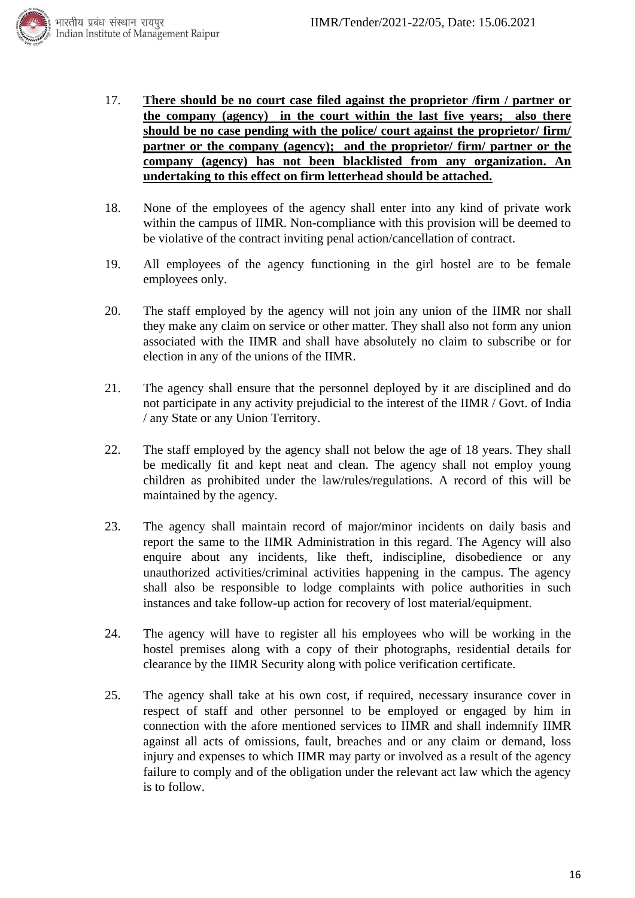17. **There should be no court case filed against the proprietor /firm / partner or the company (agency) in the court within the last five years; also there should be no case pending with the police/ court against the proprietor/ firm/ partner or the company (agency); and the proprietor/ firm/ partner or the company (agency) has not been blacklisted from any organization. An undertaking to this effect on firm letterhead should be attached.**

18. None of the employees of the agency shall enter into any kind of private work within the campus of IIMR. Non-compliance with this provision will be deemed to be violative of the contract inviting penal action/cancellation of contract.

19. All employees of the agency functioning in the girl hostel are to be female employees only.

20. The staff employed by the agency will not join any union of the IIMR nor shall they make any claim on service or other matter. They shall also not form any union associated with the IIMR and shall have absolutely no claim to subscribe or for election in any of the unions of the IIMR.

21. The agency shall ensure that the personnel deployed by it are disciplined and do not participate in any activity prejudicial to the interest of the IIMR / Govt. of India / any State or any Union Territory.

22. The staff employed by the agency shall not below the age of 18 years. They shall be medically fit and kept neat and clean. The agency shall not employ young children as prohibited under the law/rules/regulations. A record of this will be maintained by the agency.

23. The agency shall maintain record of major/minor incidents on daily basis and report the same to the IIMR Administration in this regard. The Agency will also enquire about any incidents, like theft, indiscipline, disobedience or any unauthorized activities/criminal activities happening in the campus. The agency shall also be responsible to lodge complaints with police authorities in such instances and take follow-up action for recovery of lost material/equipment.

24. The agency will have to register all his employees who will be working in the hostel premises along with a copy of their photographs, residential details for clearance by the IIMR Security along with police verification certificate.

25. The agency shall take at his own cost, if required, necessary insurance cover in respect of staff and other personnel to be employed or engaged by him in connection with the afore mentioned services to IIMR and shall indemnify IIMR against all acts of omissions, fault, breaches and or any claim or demand, loss injury and expenses to which IIMR may party or involved as a result of the agency failure to comply and of the obligation under the relevant act law which the agency is to follow.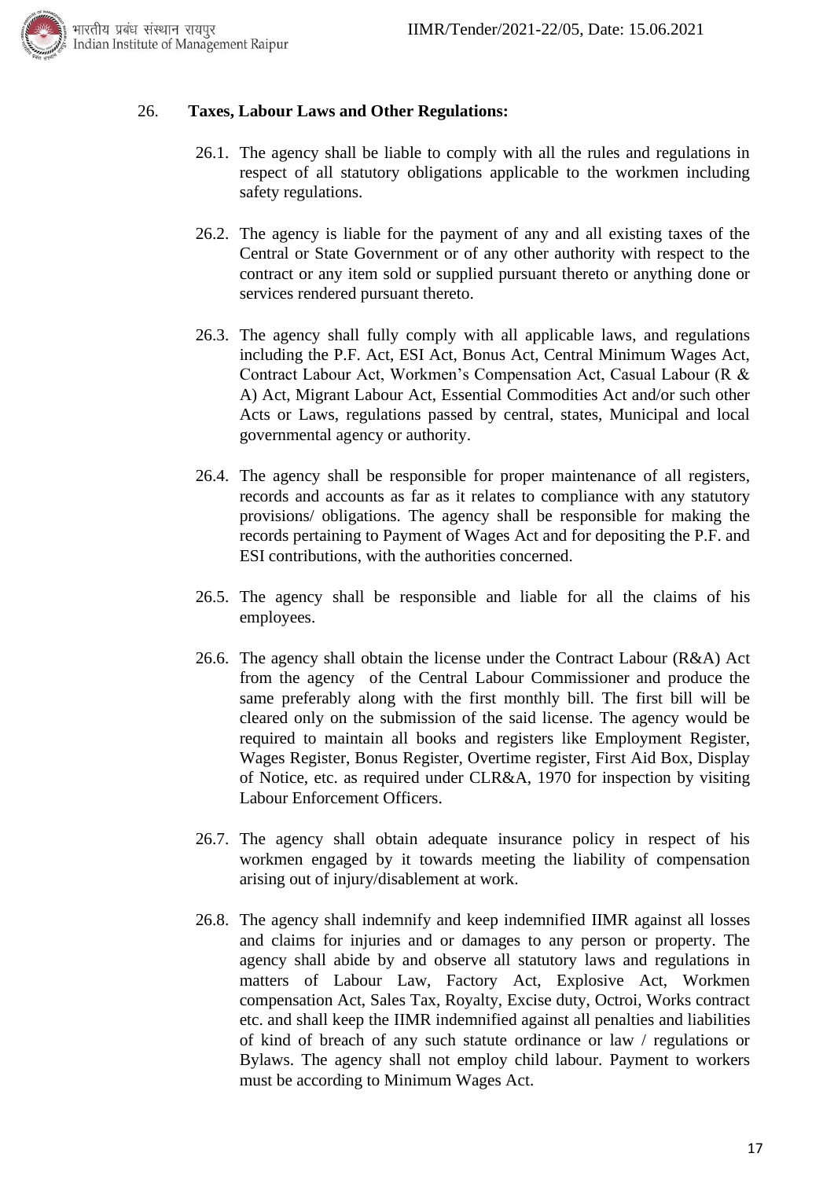26. **Taxes, Labour Laws and Other Regulations:**

26.1. The agency shall be liable to comply with all the rules and regulations in respect of all statutory obligations applicable to the workmen including safety regulations.

26.2. The agency is liable for the payment of any and all existing taxes of the Central or State Government or of any other authority with respect to the contract or any item sold or supplied pursuant thereto or anything done or services rendered pursuant thereto.

26.3. The agency shall fully comply with all applicable laws, and regulations including the P.F. Act, ESI Act, Bonus Act, Central Minimum Wages Act, Contract Labour Act, Workmen's Compensation Act, Casual Labour (R & A) Act, Migrant Labour Act, Essential Commodities Act and/or such other Acts or Laws, regulations passed by central, states, Municipal and local governmental agency or authority.

26.4. The agency shall be responsible for proper maintenance of all registers, records and accounts as far as it relates to compliance with any statutory provisions/ obligations. The agency shall be responsible for making the records pertaining to Payment of Wages Act and for depositing the P.F. and ESI contributions, with the authorities concerned.

26.5. The agency shall be responsible and liable for all the claims of his employees.

26.6. The agency shall obtain the license under the Contract Labour (R&A) Act from the agency of the Central Labour Commissioner and produce the same preferably along with the first monthly bill. The first bill will be cleared only on the submission of the said license. The agency would be required to maintain all books and registers like Employment Register, Wages Register, Bonus Register, Overtime register, First Aid Box, Display of Notice, etc. as required under CLR&A, 1970 for inspection by visiting Labour Enforcement Officers.

26.7. The agency shall obtain adequate insurance policy in respect of his workmen engaged by it towards meeting the liability of compensation arising out of injury/disablement at work.

26.8. The agency shall indemnify and keep indemnified IIMR against all losses and claims for injuries and or damages to any person or property. The agency shall abide by and observe all statutory laws and regulations in matters of Labour Law, Factory Act, Explosive Act, Workmen compensation Act, Sales Tax, Royalty, Excise duty, Octroi, Works contract etc. and shall keep the IIMR indemnified against all penalties and liabilities of kind of breach of any such statute ordinance or law / regulations or Bylaws. The agency shall not employ child labour. Payment to workers must be according to Minimum Wages Act.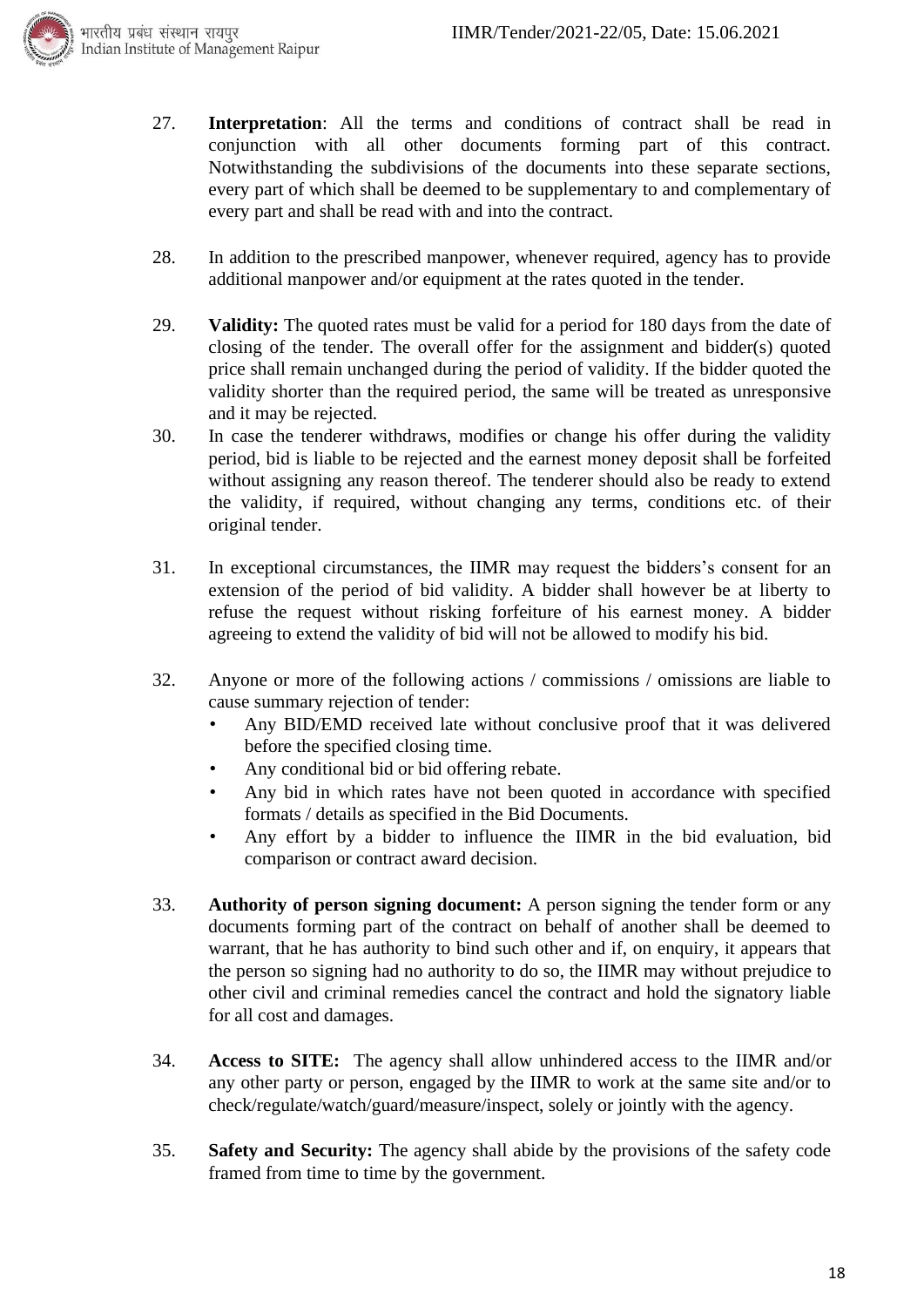27. **Interpretation**: All the terms and conditions of contract shall be read in conjunction with all other documents forming part of this contract. Notwithstanding the subdivisions of the documents into these separate sections, every part of which shall be deemed to be supplementary to and complementary of every part and shall be read with and into the contract.

28. In addition to the prescribed manpower, whenever required, agency has to provide additional manpower and/or equipment at the rates quoted in the tender.

29. **Validity:** The quoted rates must be valid for a period for 180 days from the date of closing of the tender. The overall offer for the assignment and bidder(s) quoted price shall remain unchanged during the period of validity. If the bidder quoted the validity shorter than the required period, the same will be treated as unresponsive and it may be rejected.

30. In case the tenderer withdraws, modifies or change his offer during the validity period, bid is liable to be rejected and the earnest money deposit shall be forfeited without assigning any reason thereof. The tenderer should also be ready to extend the validity, if required, without changing any terms, conditions etc. of their original tender.

31. In exceptional circumstances, the IIMR may request the bidders's consent for an extension of the period of bid validity. A bidder shall however be at liberty to refuse the request without risking forfeiture of his earnest money. A bidder agreeing to extend the validity of bid will not be allowed to modify his bid.

32. Anyone or more of the following actions / commissions / omissions are liable to cause summary rejection of tender:
    - Any BID/EMD received late without conclusive proof that it was delivered before the specified closing time.
    - Any conditional bid or bid offering rebate.
    - Any bid in which rates have not been quoted in accordance with specified formats / details as specified in the Bid Documents.
    - Any effort by a bidder to influence the IIMR in the bid evaluation, bid comparison or contract award decision.

33. **Authority of person signing document:** A person signing the tender form or any documents forming part of the contract on behalf of another shall be deemed to warrant, that he has authority to bind such other and if, on enquiry, it appears that the person so signing had no authority to do so, the IIMR may without prejudice to other civil and criminal remedies cancel the contract and hold the signatory liable for all cost and damages.

34. **Access to SITE:** The agency shall allow unhindered access to the IIMR and/or any other party or person, engaged by the IIMR to work at the same site and/or to check/regulate/watch/guard/measure/inspect, solely or jointly with the agency.

35. **Safety and Security:** The agency shall abide by the provisions of the safety code framed from time to time by the government.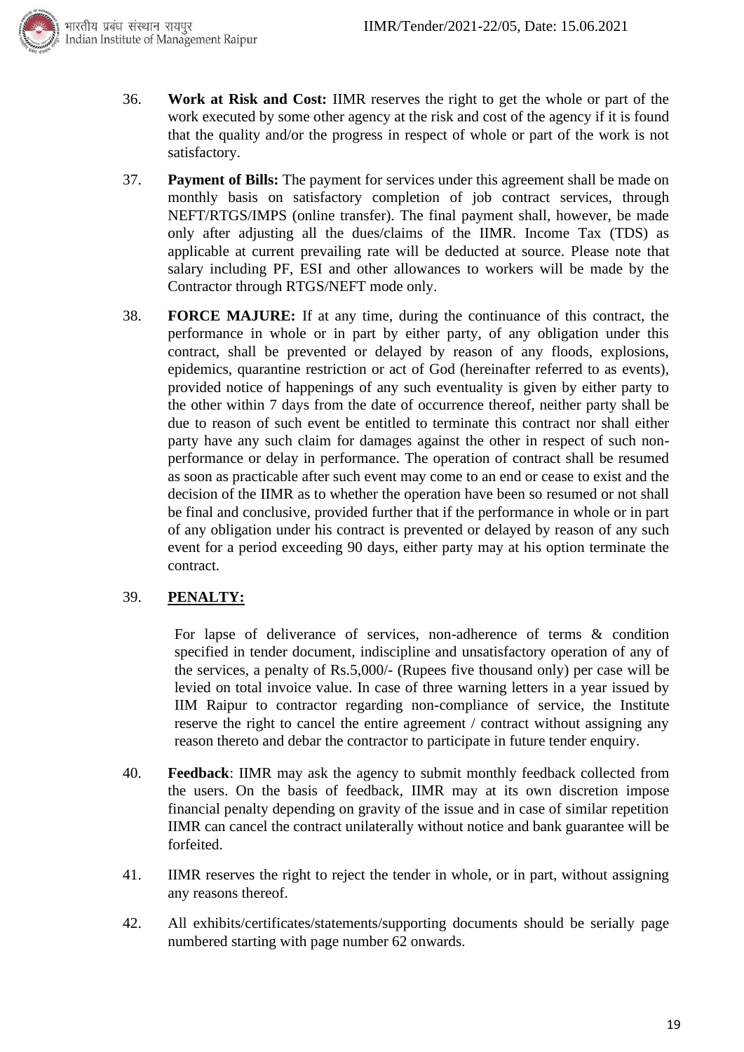36. **Work at Risk and Cost:** IIMR reserves the right to get the whole or part of the work executed by some other agency at the risk and cost of the agency if it is found that the quality and/or the progress in respect of whole or part of the work is not satisfactory.

37. **Payment of Bills:** The payment for services under this agreement shall be made on monthly basis on satisfactory completion of job contract services, through NEFT/RTGS/IMPS (online transfer). The final payment shall, however, be made only after adjusting all the dues/claims of the IIMR. Income Tax (TDS) as applicable at current prevailing rate will be deducted at source. Please note that salary including PF, ESI and other allowances to workers will be made by the Contractor through RTGS/NEFT mode only.

38. **FORCE MAJURE:** If at any time, during the continuance of this contract, the performance in whole or in part by either party, of any obligation under this contract, shall be prevented or delayed by reason of any floods, explosions, epidemics, quarantine restriction or act of God (hereinafter referred to as events), provided notice of happenings of any such eventuality is given by either party to the other within 7 days from the date of occurrence thereof, neither party shall be due to reason of such event be entitled to terminate this contract nor shall either party have any such claim for damages against the other in respect of such non-performance or delay in performance. The operation of contract shall be resumed as soon as practicable after such event may come to an end or cease to exist and the decision of the IIMR as to whether the operation have been so resumed or not shall be final and conclusive, provided further that if the performance in whole or in part of any obligation under his contract is prevented or delayed by reason of any such event for a period exceeding 90 days, either party may at his option terminate the contract.

39. **PENALTY:**

    For lapse of deliverance of services, non-adherence of terms & condition specified in tender document, indiscipline and unsatisfactory operation of any of the services, a penalty of Rs.5,000/- (Rupees five thousand only) per case will be levied on total invoice value. In case of three warning letters in a year issued by IIM Raipur to contractor regarding non-compliance of service, the Institute reserve the right to cancel the entire agreement / contract without assigning any reason thereto and debar the contractor to participate in future tender enquiry.

40. **Feedback**: IIMR may ask the agency to submit monthly feedback collected from the users. On the basis of feedback, IIMR may at its own discretion impose financial penalty depending on gravity of the issue and in case of similar repetition IIMR can cancel the contract unilaterally without notice and bank guarantee will be forfeited.

41. IIMR reserves the right to reject the tender in whole, or in part, without assigning any reasons thereof.

42. All exhibits/certificates/statements/supporting documents should be serially page numbered starting with page number 62 onwards.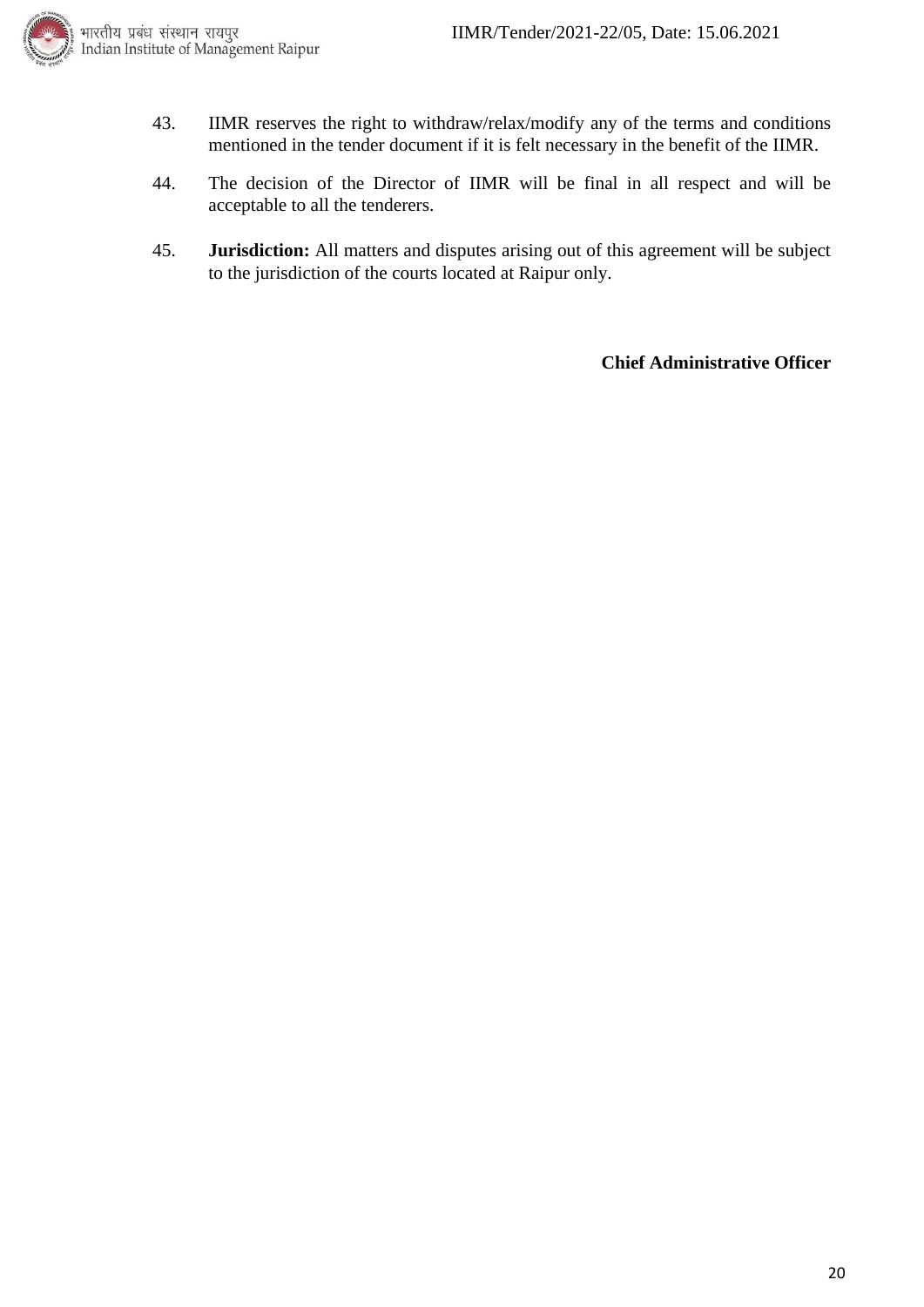43. IIMR reserves the right to withdraw/relax/modify any of the terms and conditions mentioned in the tender document if it is felt necessary in the benefit of the IIMR.

44. The decision of the Director of IIMR will be final in all respect and will be acceptable to all the tenderers.

45. **Jurisdiction:** All matters and disputes arising out of this agreement will be subject to the jurisdiction of the courts located at Raipur only.

**Chief Administrative Officer**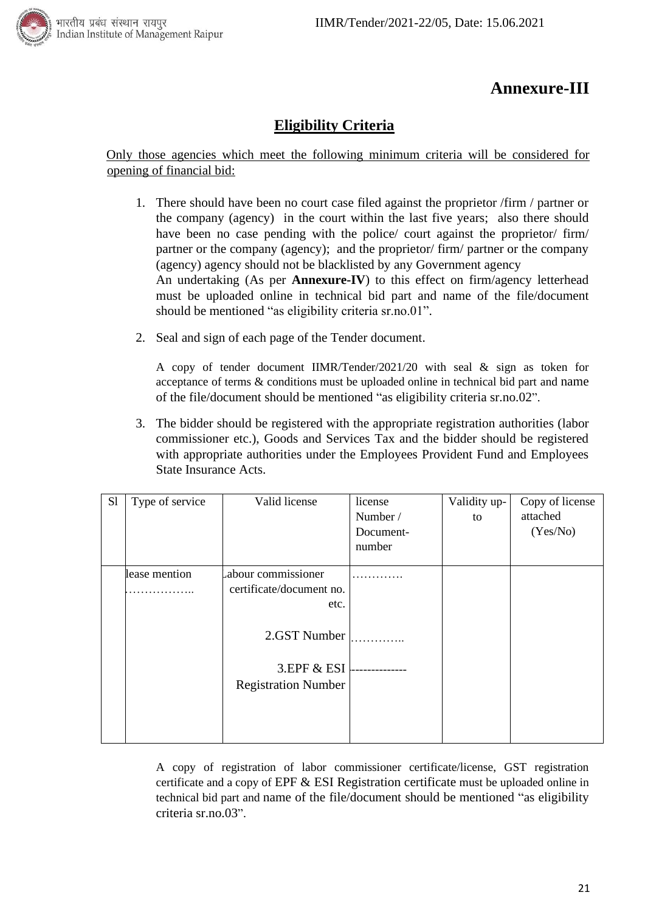# Annexure-III

## Eligibility Criteria

Only those agencies which meet the following minimum criteria will be considered for opening of financial bid:

1. There should have been no court case filed against the proprietor /firm / partner or the company (agency) in the court within the last five years; also there should have been no case pending with the police/ court against the proprietor/ firm/ partner or the company (agency); and the proprietor/ firm/ partner or the company (agency) agency should not be blacklisted by any Government agency
   An undertaking (As per **Annexure-IV**) to this effect on firm/agency letterhead must be uploaded online in technical bid part and name of the file/document should be mentioned "as eligibility criteria sr.no.01".

2. Seal and sign of each page of the Tender document.

   A copy of tender document IIMR/Tender/2021/20 with seal & sign as token for acceptance of terms & conditions must be uploaded online in technical bid part and name of the file/document should be mentioned "as eligibility criteria sr.no.02".

3. The bidder should be registered with the appropriate registration authorities (labor commissioner etc.), Goods and Services Tax and the bidder should be registered with appropriate authorities under the Employees Provident Fund and Employees State Insurance Acts.

| Sl | Type of service | Valid license | license Number / Document-number | Validity up-to | Copy of license attached (Yes/No) |
|---|---|---|---|---|---|
| | lease mention …………….. | Labour commissioner certificate/document no. etc. | …………. | | |
| | | 2.GST Number | ………….. | | |
| | | 3.EPF & ESI Registration Number | -------------- | | |

A copy of registration of labor commissioner certificate/license, GST registration certificate and a copy of EPF & ESI Registration certificate must be uploaded online in technical bid part and name of the file/document should be mentioned "as eligibility criteria sr.no.03".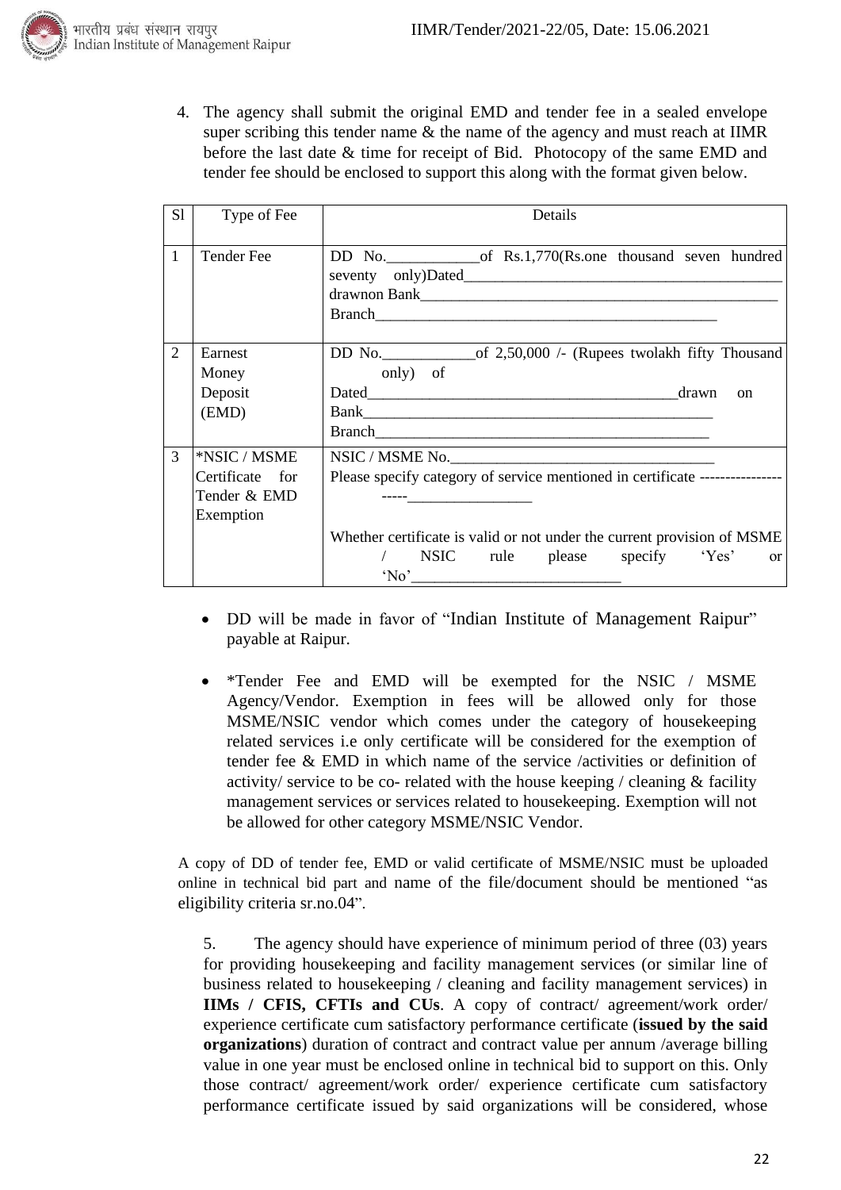4. The agency shall submit the original EMD and tender fee in a sealed envelope super scribing this tender name & the name of the agency and must reach at IIMR before the last date & time for receipt of Bid. Photocopy of the same EMD and tender fee should be enclosed to support this along with the format given below.

| Sl | Type of Fee | Details |
|---|---|---|
| 1 | Tender Fee | DD No.____________of Rs.1,770(Rs.one thousand seven hundred seventy only)Dated________________________________________ drawnon Bank_______________________________________________ Branch____________________________________________ |
| 2 | Earnest Money Deposit (EMD) | DD No.____________of 2,50,000 /- (Rupees twolakh fifty Thousand only) of Dated_________________________________________drawn on Bank______________________________________________ Branch____________________________________________ |
| 3 | *NSIC / MSME Certificate for Tender & EMD Exemption | NSIC / MSME No.__________________________________ Please specify category of service mentioned in certificate --------------------_________________ Whether certificate is valid or not under the current provision of MSME / NSIC rule please specify 'Yes' or 'No'___________________________ |

- DD will be made in favor of "Indian Institute of Management Raipur" payable at Raipur.
- *Tender Fee and EMD will be exempted for the NSIC / MSME Agency/Vendor. Exemption in fees will be allowed only for those MSME/NSIC vendor which comes under the category of housekeeping related services i.e only certificate will be considered for the exemption of tender fee & EMD in which name of the service /activities or definition of activity/ service to be co- related with the house keeping / cleaning & facility management services or services related to housekeeping. Exemption will not be allowed for other category MSME/NSIC Vendor.

A copy of DD of tender fee, EMD or valid certificate of MSME/NSIC must be uploaded online in technical bid part and name of the file/document should be mentioned "as eligibility criteria sr.no.04".

5. The agency should have experience of minimum period of three (03) years for providing housekeeping and facility management services (or similar line of business related to housekeeping / cleaning and facility management services) in **IIMs / CFIS, CFTIs and CUs**. A copy of contract/ agreement/work order/ experience certificate cum satisfactory performance certificate (**issued by the said organizations**) duration of contract and contract value per annum /average billing value in one year must be enclosed online in technical bid to support on this. Only those contract/ agreement/work order/ experience certificate cum satisfactory performance certificate issued by said organizations will be considered, whose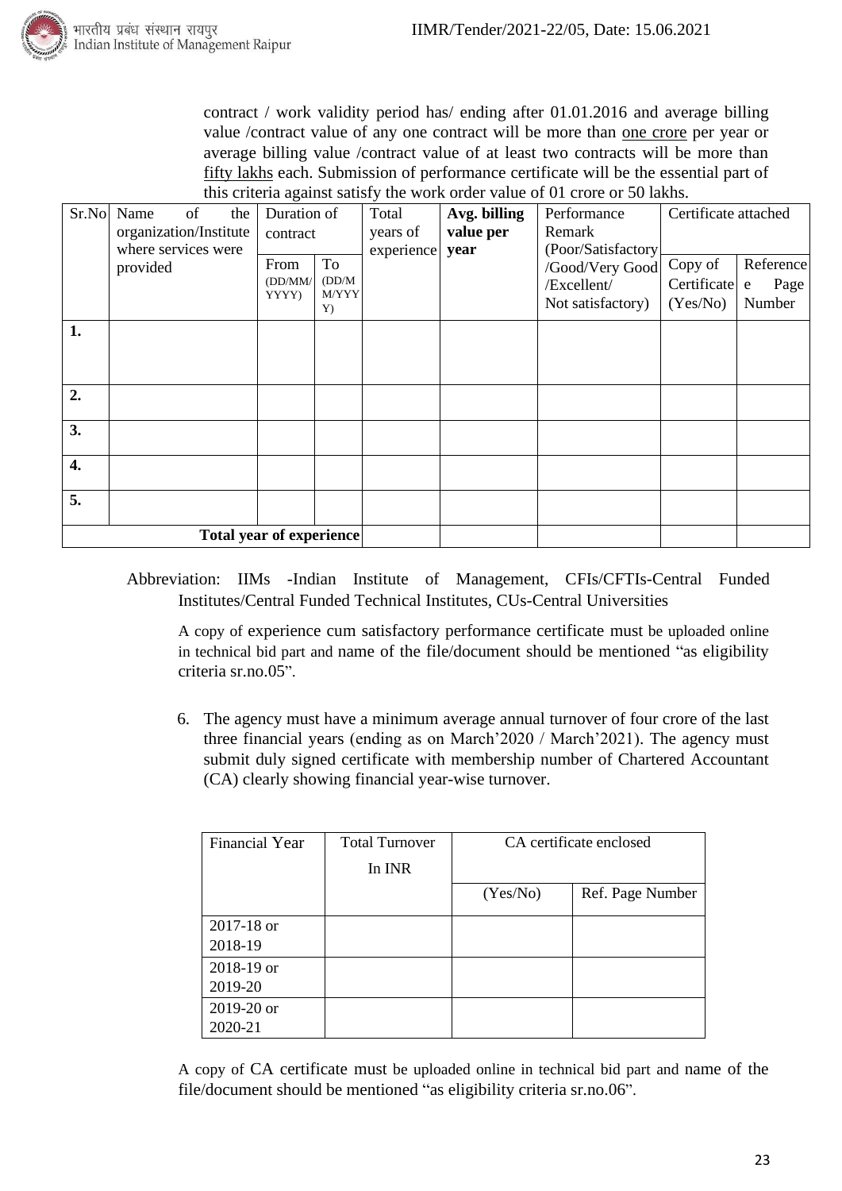contract / work validity period has/ ending after 01.01.2016 and average billing value /contract value of any one contract will be more than <u>one crore</u> per year or average billing value /contract value of at least two contracts will be more than <u>fifty lakhs</u> each. Submission of performance certificate will be the essential part of this criteria against satisfy the work order value of 01 crore or 50 lakhs.

| Sr.No | Name of the organization/Institute where services were provided | Duration of contract | | Total years of experience | **Avg. billing value per year** | Performance Remark (Poor/Satisfactory /Good/Very Good /Excellent/ Not satisfactory) | Certificate attached | |
|---|---|---|---|---|---|---|---|---|
| | | From (DD/MM/YYYY) | To (DD/MM/YYYY) | | | | Copy of Certificate (Yes/No) | Reference Page Number |
| **1.** | | | | | | | | |
| **2.** | | | | | | | | |
| **3.** | | | | | | | | |
| **4.** | | | | | | | | |
| **5.** | | | | | | | | |
| **Total year of experience** | | | | | | | | |

Abbreviation: IIMs -Indian Institute of Management, CFIs/CFTIs-Central Funded Institutes/Central Funded Technical Institutes, CUs-Central Universities

A copy of experience cum satisfactory performance certificate must be uploaded online in technical bid part and name of the file/document should be mentioned "as eligibility criteria sr.no.05".

6. The agency must have a minimum average annual turnover of four crore of the last three financial years (ending as on March'2020 / March'2021). The agency must submit duly signed certificate with membership number of Chartered Accountant (CA) clearly showing financial year-wise turnover.

| Financial Year | Total Turnover In INR | CA certificate enclosed | |
|---|---|---|---|
| | | (Yes/No) | Ref. Page Number |
| 2017-18 or 2018-19 | | | |
| 2018-19 or 2019-20 | | | |
| 2019-20 or 2020-21 | | | |

A copy of CA certificate must be uploaded online in technical bid part and name of the file/document should be mentioned "as eligibility criteria sr.no.06".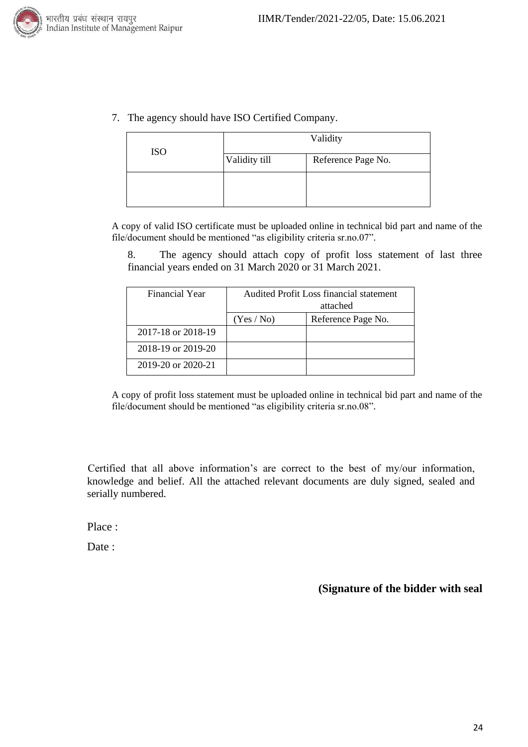7. The agency should have ISO Certified Company.

| ISO | Validity | |
|---|---|---|
| | Validity till | Reference Page No. |
| | | |

A copy of valid ISO certificate must be uploaded online in technical bid part and name of the file/document should be mentioned "as eligibility criteria sr.no.07".

8. The agency should attach copy of profit loss statement of last three financial years ended on 31 March 2020 or 31 March 2021.

| Financial Year | Audited Profit Loss financial statement attached | |
|---|---|---|
| | (Yes / No) | Reference Page No. |
| 2017-18 or 2018-19 | | |
| 2018-19 or 2019-20 | | |
| 2019-20 or 2020-21 | | |

A copy of profit loss statement must be uploaded online in technical bid part and name of the file/document should be mentioned "as eligibility criteria sr.no.08".

Certified that all above information's are correct to the best of my/our information, knowledge and belief. All the attached relevant documents are duly signed, sealed and serially numbered.

Place :

Date :

**(Signature of the bidder with seal**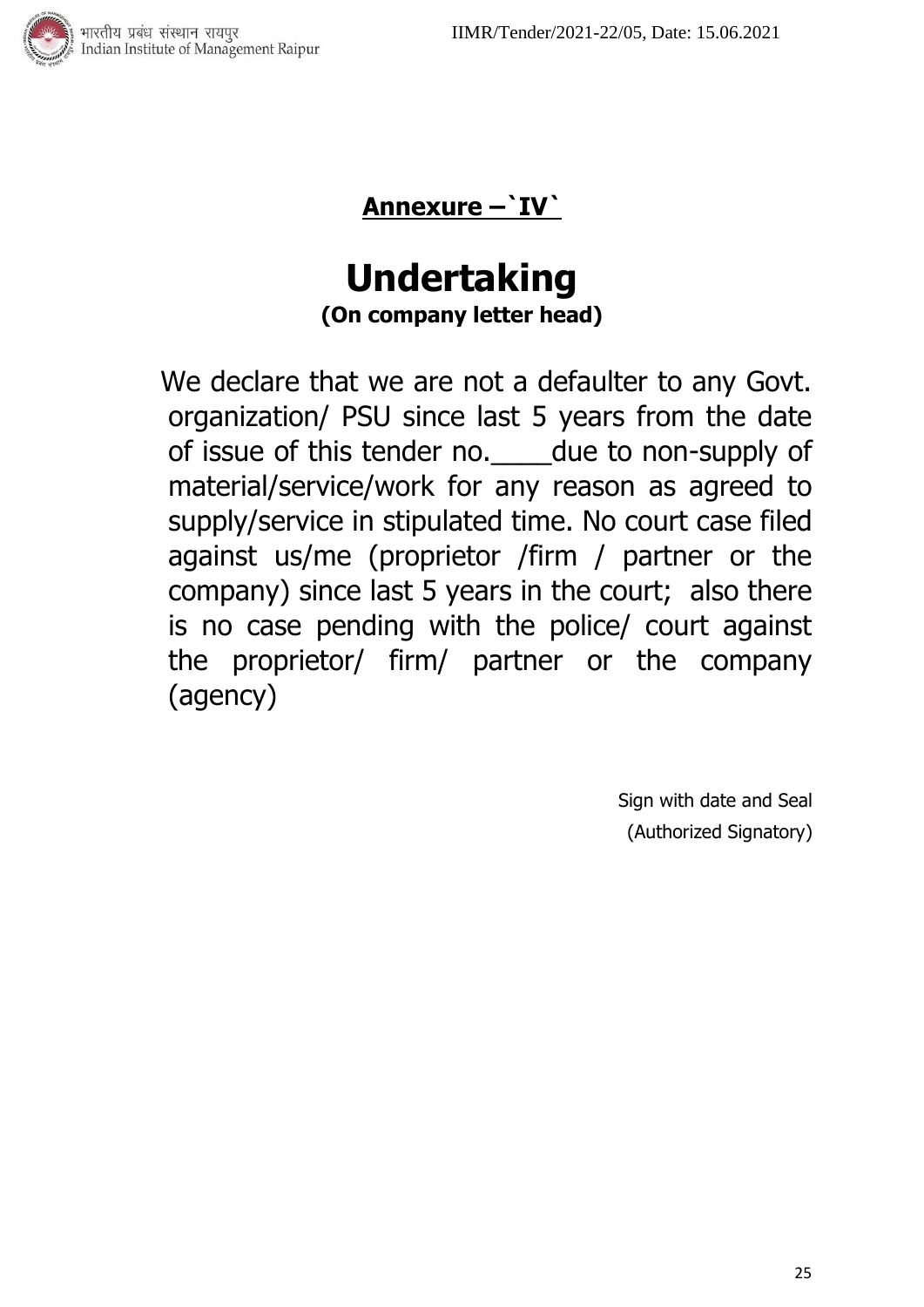## **Annexure –`IV`**

# Undertaking

**(On company letter head)**

We declare that we are not a defaulter to any Govt. organization/ PSU since last 5 years from the date of issue of this tender no.____due to non-supply of material/service/work for any reason as agreed to supply/service in stipulated time. No court case filed against us/me (proprietor /firm / partner or the company) since last 5 years in the court; also there is no case pending with the police/ court against the proprietor/ firm/ partner or the company (agency)

Sign with date and Seal
(Authorized Signatory)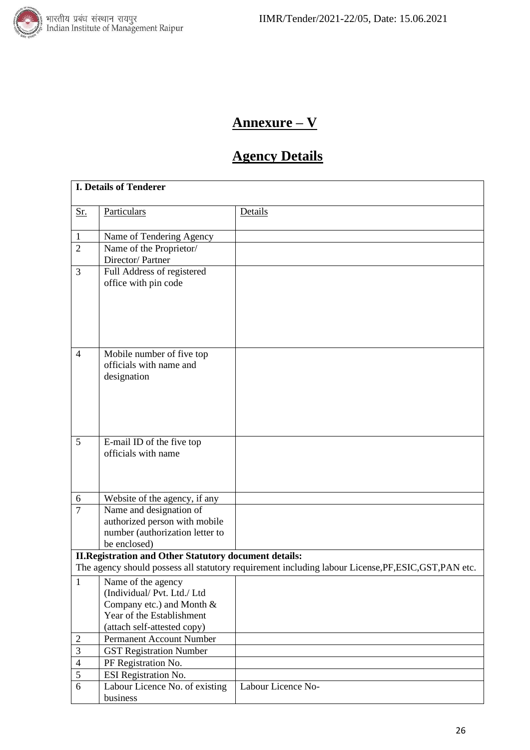# Annexure – V

## Agency Details

| I. Details of Tenderer | | |
|---|---|---|
| Sr. | Particulars | Details |
| 1 | Name of Tendering Agency | |
| 2 | Name of the Proprietor/ Director/ Partner | |
| 3 | Full Address of registered office with pin code | |
| 4 | Mobile number of five top officials with name and designation | |
| 5 | E-mail ID of the five top officials with name | |
| 6 | Website of the agency, if any | |
| 7 | Name and designation of authorized person with mobile number (authorization letter to be enclosed) | |
| **II.Registration and Other Statutory document details:** The agency should possess all statutory requirement including labour License,PF,ESIC,GST,PAN etc. | | |
| 1 | Name of the agency (Individual/ Pvt. Ltd./ Ltd Company etc.) and Month & Year of the Establishment (attach self-attested copy) | |
| 2 | Permanent Account Number | |
| 3 | GST Registration Number | |
| 4 | PF Registration No. | |
| 5 | ESI Registration No. | |
| 6 | Labour Licence No. of existing business | Labour Licence No- |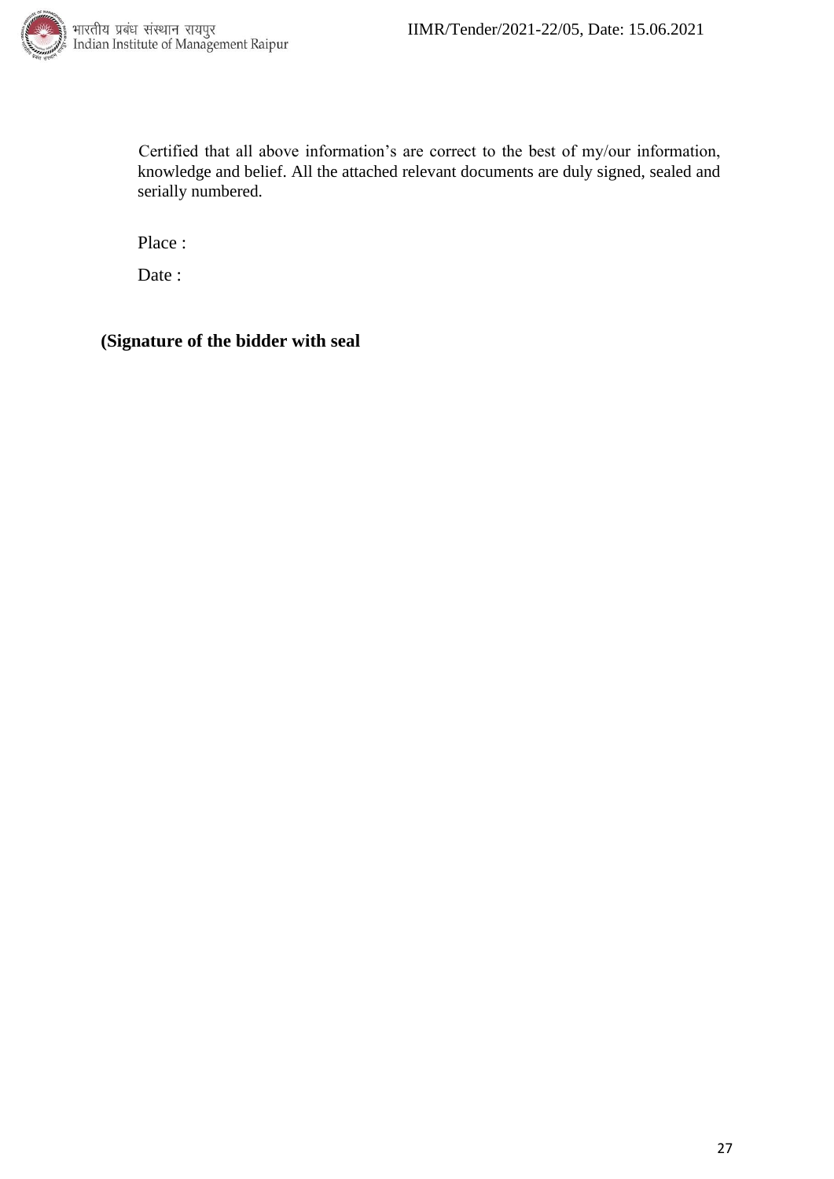Certified that all above information's are correct to the best of my/our information, knowledge and belief. All the attached relevant documents are duly signed, sealed and serially numbered.

Place :

Date :

**(Signature of the bidder with seal**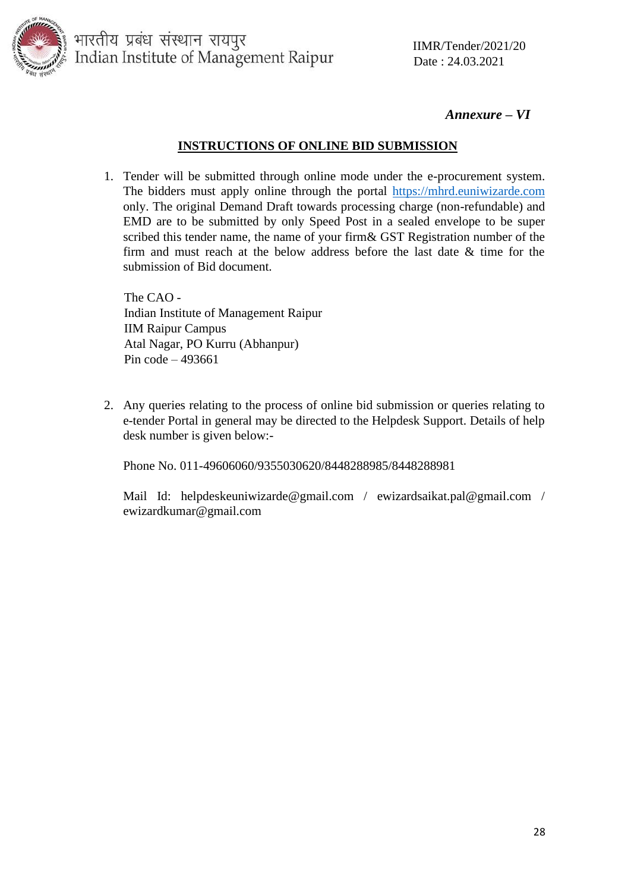भारतीय प्रबंध संस्थान रायपुर
Indian Institute of Management Raipur

IIMR/Tender/2021/20
Date : 24.03.2021

***Annexure – VI***

## INSTRUCTIONS OF ONLINE BID SUBMISSION

1. Tender will be submitted through online mode under the e-procurement system. The bidders must apply online through the portal https://mhrd.euniwizarde.com only. The original Demand Draft towards processing charge (non-refundable) and EMD are to be submitted by only Speed Post in a sealed envelope to be super scribed this tender name, the name of your firm& GST Registration number of the firm and must reach at the below address before the last date & time for the submission of Bid document.

   The CAO -
   Indian Institute of Management Raipur
   IIM Raipur Campus
   Atal Nagar, PO Kurru (Abhanpur)
   Pin code – 493661

2. Any queries relating to the process of online bid submission or queries relating to e-tender Portal in general may be directed to the Helpdesk Support. Details of help desk number is given below:-

   Phone No. 011-49606060/9355030620/8448288985/8448288981

   Mail Id: helpdeskeuniwizarde@gmail.com / ewizardsaikat.pal@gmail.com / ewizardkumar@gmail.com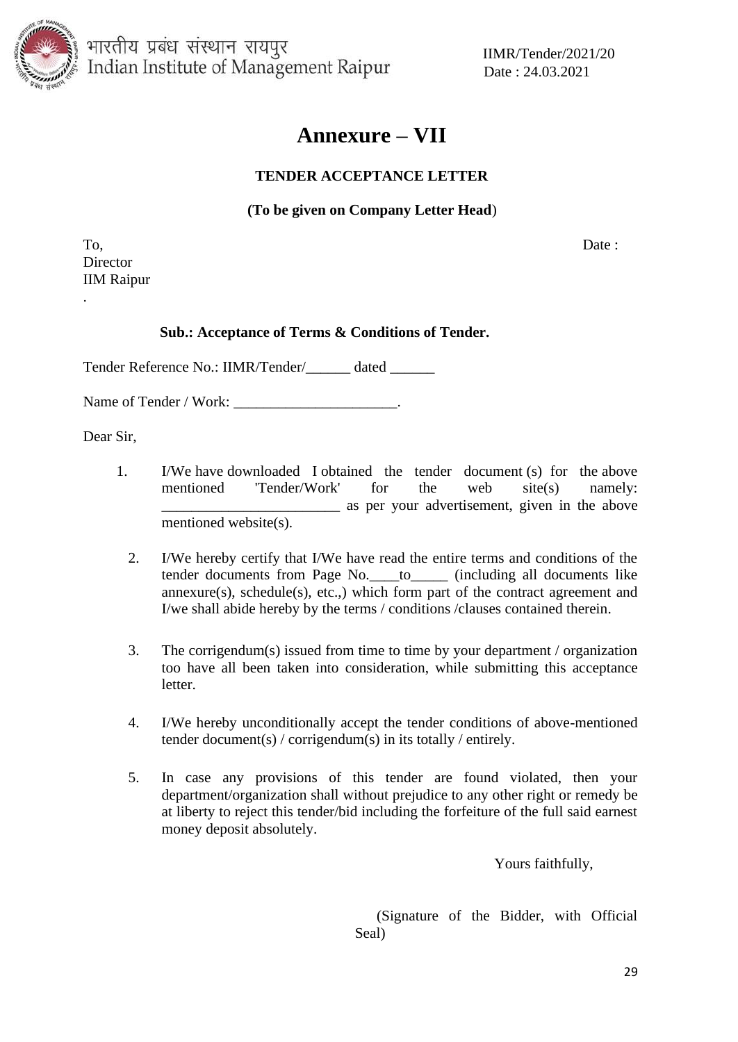# Annexure – VII

### TENDER ACCEPTANCE LETTER

**(To be given on Company Letter Head)**

To,  
Director  
IIM Raipur  
.

Date :

**Sub.: Acceptance of Terms & Conditions of Tender.**

Tender Reference No.: IIMR/Tender/______ dated ______

Name of Tender / Work: ______________________.

Dear Sir,

1. I/We have downloaded I obtained the tender document (s) for the above mentioned 'Tender/Work' for the web site(s) namely: ________________________ as per your advertisement, given in the above mentioned website(s).

2. I/We hereby certify that I/We have read the entire terms and conditions of the tender documents from Page No.____to_____ (including all documents like annexure(s), schedule(s), etc.,) which form part of the contract agreement and I/we shall abide hereby by the terms / conditions /clauses contained therein.

3. The corrigendum(s) issued from time to time by your department / organization too have all been taken into consideration, while submitting this acceptance letter.

4. I/We hereby unconditionally accept the tender conditions of above-mentioned tender document(s) / corrigendum(s) in its totally / entirely.

5. In case any provisions of this tender are found violated, then your department/organization shall without prejudice to any other right or remedy be at liberty to reject this tender/bid including the forfeiture of the full said earnest money deposit absolutely.

Yours faithfully,

(Signature of the Bidder, with Official Seal)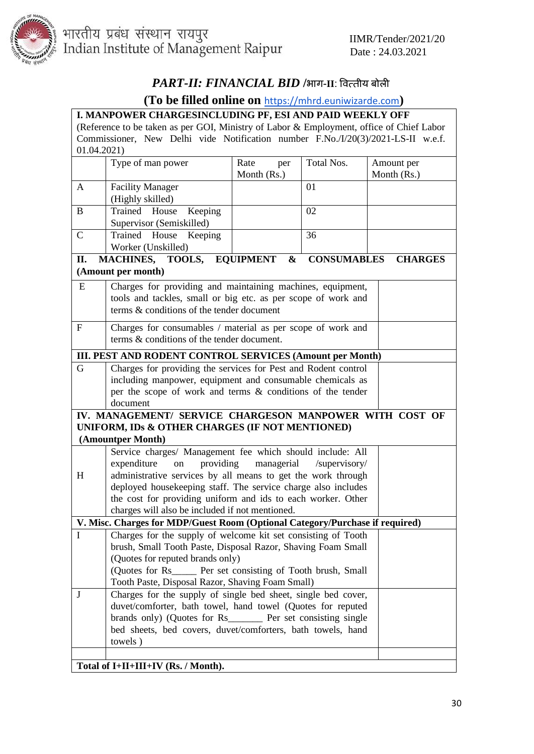भारतीय प्रबंध संस्थान रायपुर
Indian Institute of Management Raipur

IIMR/Tender/2021/20
Date : 24.03.2021

## *PART-II: FINANCIAL BID* /भाग-II: वित्तीय बोली

### (To be filled online on https://mhrd.euniwizarde.com)

| **I. MANPOWER CHARGESINCLUDING PF, ESI AND PAID WEEKLY OFF** (Reference to be taken as per GOI, Ministry of Labor & Employment, office of Chief Labor Commissioner, New Delhi vide Notification number F.No./I/20(3)/2021-LS-II w.e.f. 01.04.2021) | | | | |
|---|---|---|---|---|
| | Type of man power | Rate per Month (Rs.) | Total Nos. | Amount per Month (Rs.) |
| A | Facility Manager (Highly skilled) | | 01 | |
| B | Trained House Keeping Supervisor (Semiskilled) | | 02 | |
| C | Trained House Keeping Worker (Unskilled) | | 36 | |

| **II. MACHINES, TOOLS, EQUIPMENT & CONSUMABLES CHARGES (Amount per month)** | | |
|---|---|---|
| E | Charges for providing and maintaining machines, equipment, tools and tackles, small or big etc. as per scope of work and terms & conditions of the tender document | |
| F | Charges for consumables / material as per scope of work and terms & conditions of the tender document. | |
| **III. PEST AND RODENT CONTROL SERVICES (Amount per Month)** | | |
| G | Charges for providing the services for Pest and Rodent control including manpower, equipment and consumable chemicals as per the scope of work and terms & conditions of the tender document | |
| **IV. MANAGEMENT/ SERVICE CHARGESON MANPOWER WITH COST OF UNIFORM, IDs & OTHER CHARGES (IF NOT MENTIONED) (Amountper Month)** | | |
| H | Service charges/ Management fee which should include: All expenditure on providing managerial /supervisory/ administrative services by all means to get the work through deployed housekeeping staff. The service charge also includes the cost for providing uniform and ids to each worker. Other charges will also be included if not mentioned. | |
| **V. Misc. Charges for MDP/Guest Room (Optional Category/Purchase if required)** | | |
| I | Charges for the supply of welcome kit set consisting of Tooth brush, Small Tooth Paste, Disposal Razor, Shaving Foam Small (Quotes for reputed brands only) (Quotes for Rs_____ Per set consisting of Tooth brush, Small Tooth Paste, Disposal Razor, Shaving Foam Small) | |
| J | Charges for the supply of single bed sheet, single bed cover, duvet/comforter, bath towel, hand towel (Quotes for reputed brands only) (Quotes for Rs_______ Per set consisting single bed sheets, bed covers, duvet/comforters, bath towels, hand towels ) | |
| | | |
| **Total of I+II+III+IV (Rs. / Month).** | | |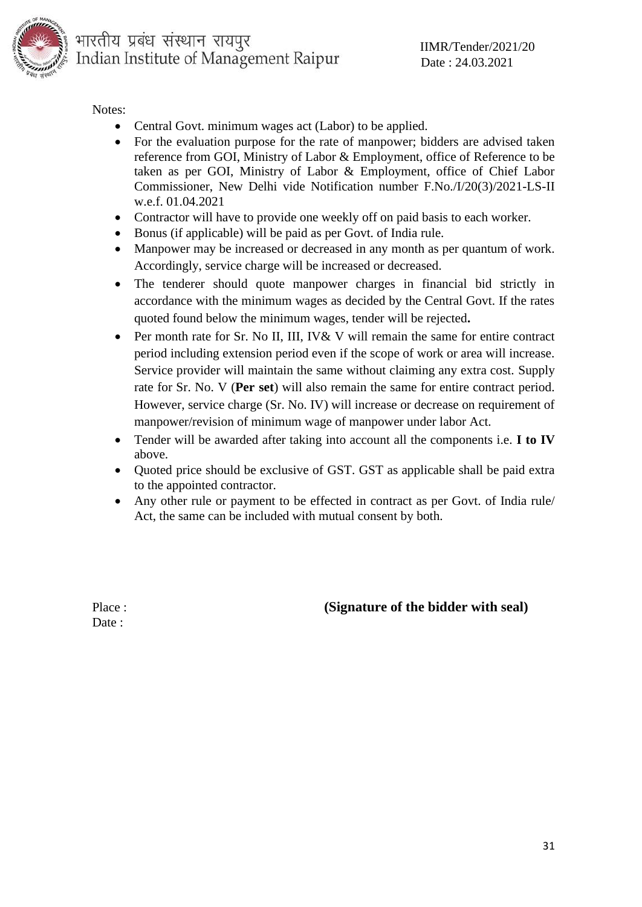Notes:

- Central Govt. minimum wages act (Labor) to be applied.
- For the evaluation purpose for the rate of manpower; bidders are advised taken reference from GOI, Ministry of Labor & Employment, office of Reference to be taken as per GOI, Ministry of Labor & Employment, office of Chief Labor Commissioner, New Delhi vide Notification number F.No./I/20(3)/2021-LS-II w.e.f. 01.04.2021
- Contractor will have to provide one weekly off on paid basis to each worker.
- Bonus (if applicable) will be paid as per Govt. of India rule.
- Manpower may be increased or decreased in any month as per quantum of work. Accordingly, service charge will be increased or decreased.
- The tenderer should quote manpower charges in financial bid strictly in accordance with the minimum wages as decided by the Central Govt. If the rates quoted found below the minimum wages, tender will be rejected**.**
- Per month rate for Sr. No II, III, IV& V will remain the same for entire contract period including extension period even if the scope of work or area will increase. Service provider will maintain the same without claiming any extra cost. Supply rate for Sr. No. V (**Per set**) will also remain the same for entire contract period. However, service charge (Sr. No. IV) will increase or decrease on requirement of manpower/revision of minimum wage of manpower under labor Act.
- Tender will be awarded after taking into account all the components i.e. **I to IV** above.
- Quoted price should be exclusive of GST. GST as applicable shall be paid extra to the appointed contractor.
- Any other rule or payment to be effected in contract as per Govt. of India rule/ Act, the same can be included with mutual consent by both.

Place :

Date :

**(Signature of the bidder with seal)**